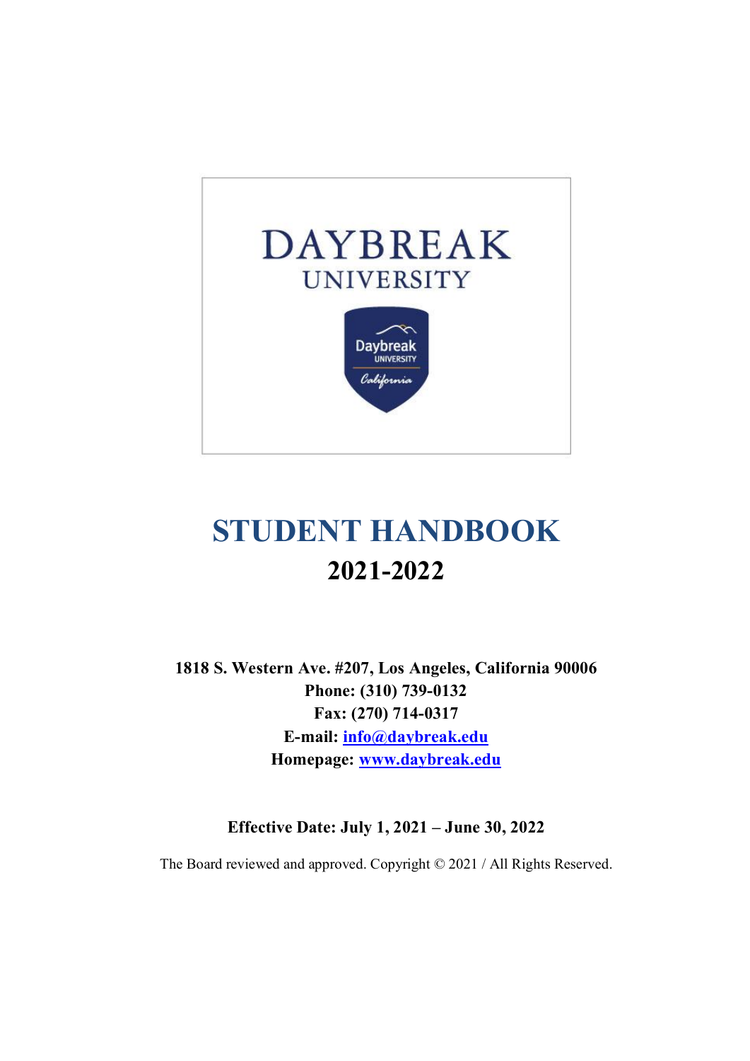DAYBREAK
UNIVERSITY

# STUDENT HANDBOOK

## 2021-2022

**1818 S. Western Ave. #207, Los Angeles, California 90006**
**Phone: (310) 739-0132**
**Fax: (270) 714-0317**
**E-mail: info@daybreak.edu**
**Homepage: www.daybreak.edu**

**Effective Date: July 1, 2021 – June 30, 2022**

The Board reviewed and approved. Copyright © 2021 / All Rights Reserved.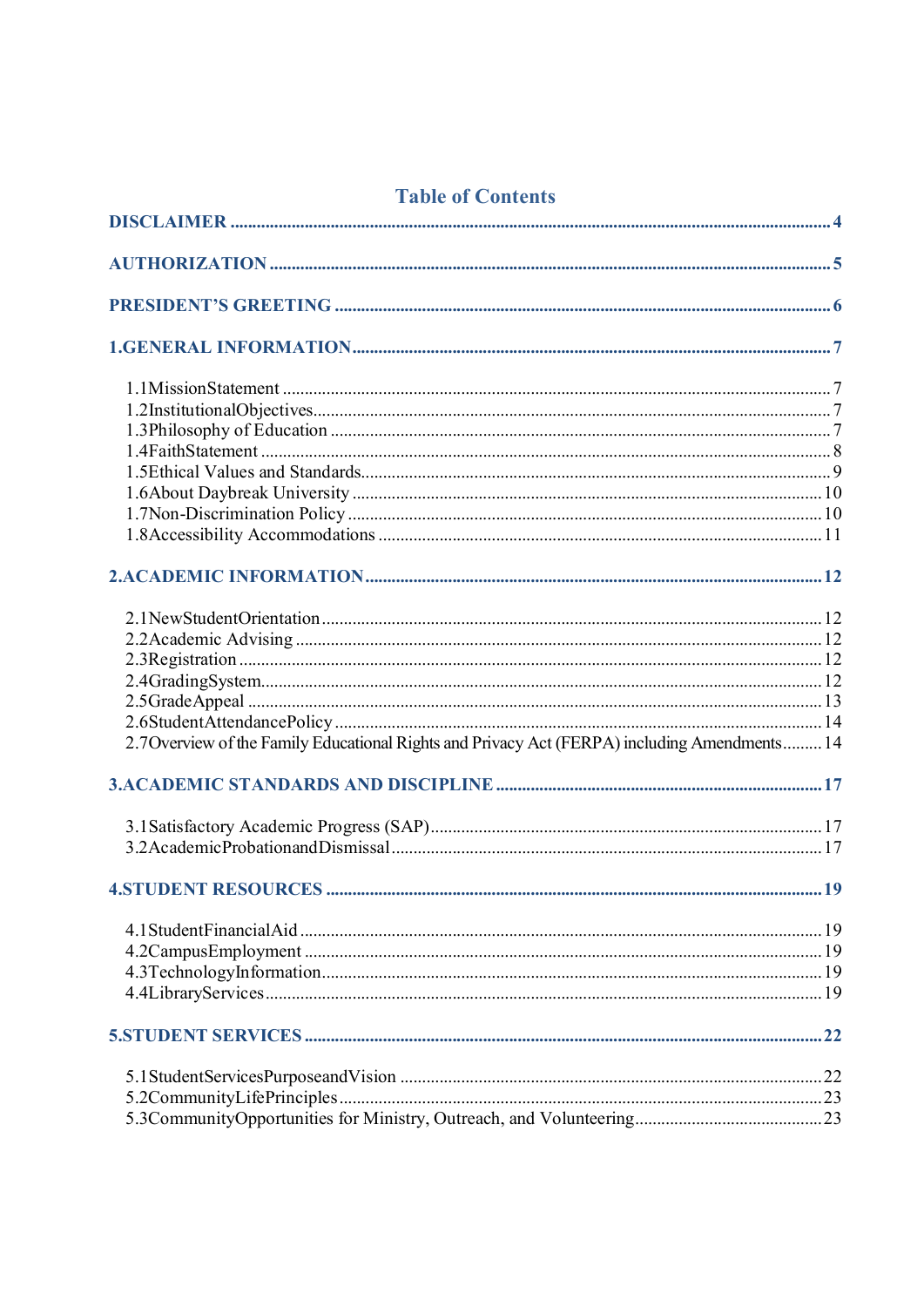# Table of Contents

**DISCLAIMER** ..... 4

**AUTHORIZATION** ..... 5

**PRESIDENT'S GREETING** ..... 6

**1.GENERAL INFORMATION** ..... 7

- 1.1MissionStatement ..... 7
- 1.2InstitutionalObjectives ..... 7
- 1.3Philosophy of Education ..... 7
- 1.4FaithStatement ..... 8
- 1.5Ethical Values and Standards ..... 9
- 1.6About Daybreak University ..... 10
- 1.7Non-Discrimination Policy ..... 10
- 1.8Accessibility Accommodations ..... 11

**2.ACADEMIC INFORMATION** ..... 12

- 2.1NewStudentOrientation ..... 12
- 2.2Academic Advising ..... 12
- 2.3Registration ..... 12
- 2.4GradingSystem ..... 12
- 2.5GradeAppeal ..... 13
- 2.6StudentAttendancePolicy ..... 14
- 2.7Overview of the Family Educational Rights and Privacy Act (FERPA) including Amendments ..... 14

**3.ACADEMIC STANDARDS AND DISCIPLINE** ..... 17

- 3.1Satisfactory Academic Progress (SAP) ..... 17
- 3.2AcademicProbationandDismissal ..... 17

**4.STUDENT RESOURCES** ..... 19

- 4.1StudentFinancialAid ..... 19
- 4.2CampusEmployment ..... 19
- 4.3TechnologyInformation ..... 19
- 4.4LibraryServices ..... 19

**5.STUDENT SERVICES** ..... 22

- 5.1StudentServicesPurposeandVision ..... 22
- 5.2CommunityLifePrinciples ..... 23
- 5.3CommunityOpportunities for Ministry, Outreach, and Volunteering ..... 23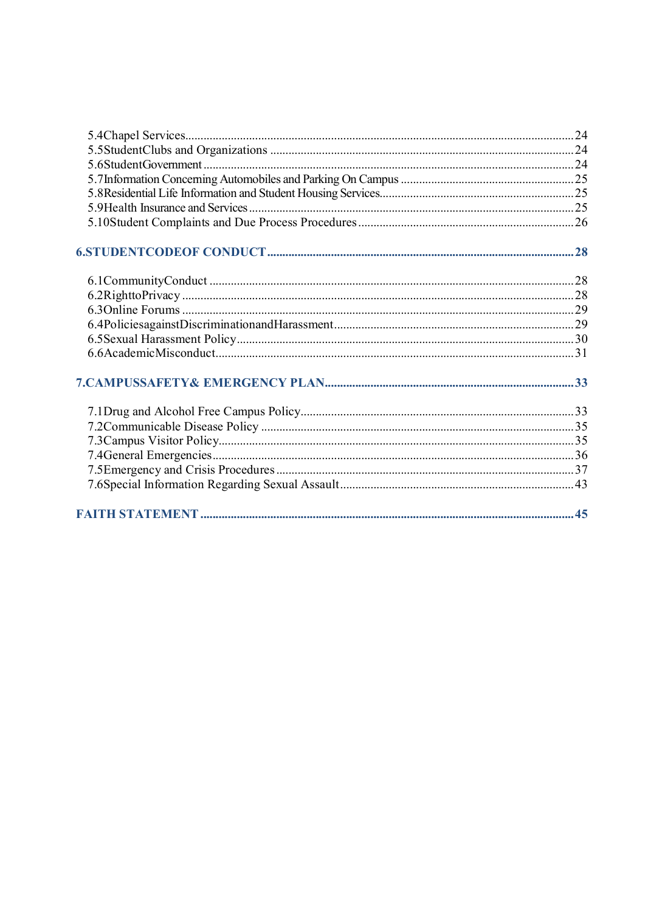5.4Chapel Services .......................................................................................................... 24
5.5StudentClubs and Organizations ...................................................................................... 24
5.6StudentGovernment ......................................................................................................... 24
5.7Information Concerning Automobiles and Parking On Campus ...................................... 25
5.8Residential Life Information and Student Housing Services.............................................. 25
5.9Health Insurance and Services .......................................................................................... 25
5.10Student Complaints and Due Process Procedures ......................................................... 26

**6.STUDENTCODEOF CONDUCT ........................................................................................ 28**

6.1CommunityConduct ........................................................................................................ 28
6.2RighttoPrivacy ................................................................................................................ 28
6.3Online Forums ................................................................................................................ 29
6.4PoliciesagainstDiscriminationandHarassment ............................................................... 29
6.5Sexual Harassment Policy ............................................................................................... 30
6.6AcademicMisconduct ...................................................................................................... 31

**7.CAMPUSSAFETY& EMERGENCY PLAN ......................................................................... 33**

7.1Drug and Alcohol Free Campus Policy ............................................................................ 33
7.2Communicable Disease Policy ........................................................................................ 35
7.3Campus Visitor Policy ..................................................................................................... 35
7.4General Emergencies ...................................................................................................... 36
7.5Emergency and Crisis Procedures ................................................................................... 37
7.6Special Information Regarding Sexual Assault ................................................................ 43

**FAITH STATEMENT ............................................................................................................ 45**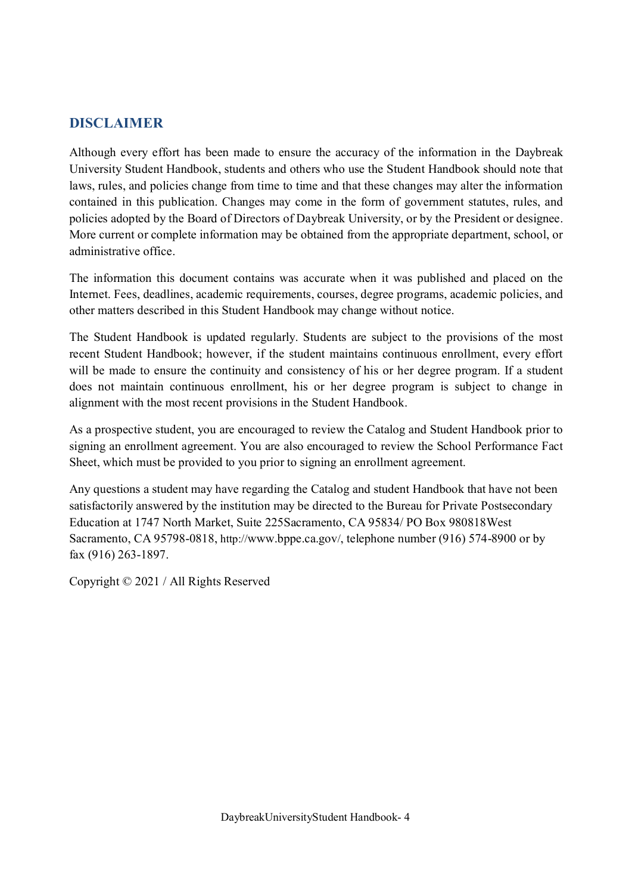## DISCLAIMER

Although every effort has been made to ensure the accuracy of the information in the Daybreak University Student Handbook, students and others who use the Student Handbook should note that laws, rules, and policies change from time to time and that these changes may alter the information contained in this publication. Changes may come in the form of government statutes, rules, and policies adopted by the Board of Directors of Daybreak University, or by the President or designee. More current or complete information may be obtained from the appropriate department, school, or administrative office.

The information this document contains was accurate when it was published and placed on the Internet. Fees, deadlines, academic requirements, courses, degree programs, academic policies, and other matters described in this Student Handbook may change without notice.

The Student Handbook is updated regularly. Students are subject to the provisions of the most recent Student Handbook; however, if the student maintains continuous enrollment, every effort will be made to ensure the continuity and consistency of his or her degree program. If a student does not maintain continuous enrollment, his or her degree program is subject to change in alignment with the most recent provisions in the Student Handbook.

As a prospective student, you are encouraged to review the Catalog and Student Handbook prior to signing an enrollment agreement. You are also encouraged to review the School Performance Fact Sheet, which must be provided to you prior to signing an enrollment agreement.

Any questions a student may have regarding the Catalog and student Handbook that have not been satisfactorily answered by the institution may be directed to the Bureau for Private Postsecondary Education at 1747 North Market, Suite 225Sacramento, CA 95834/ PO Box 980818West Sacramento, CA 95798-0818, http://www.bppe.ca.gov/, telephone number (916) 574-8900 or by fax (916) 263-1897.

Copyright © 2021 / All Rights Reserved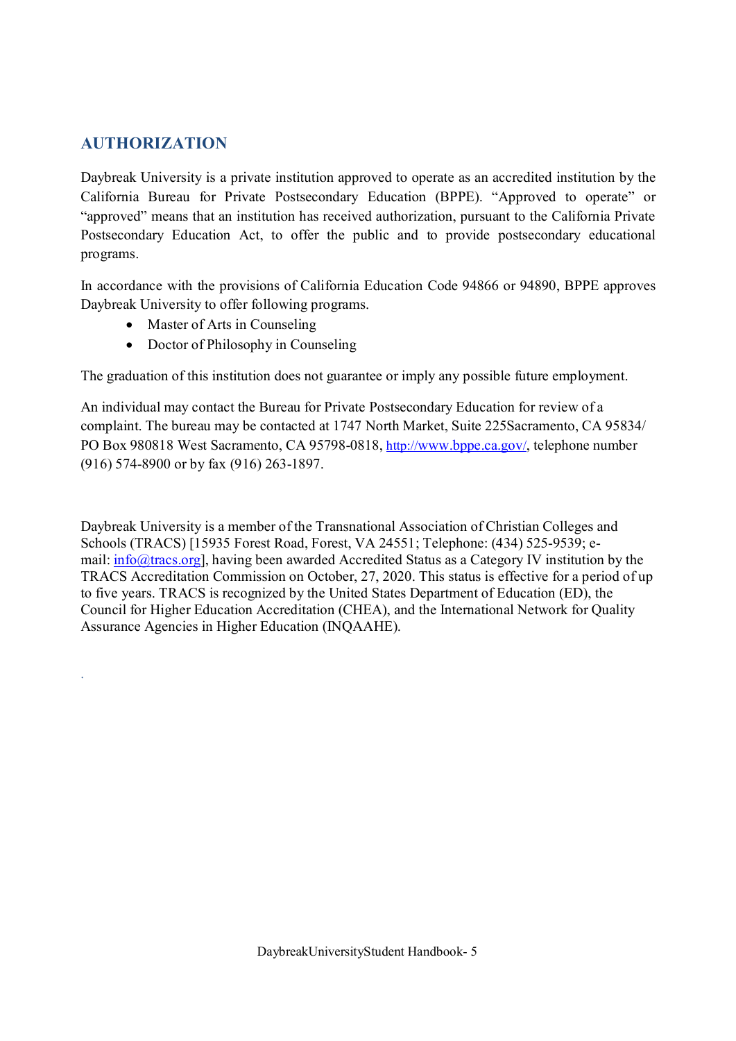## AUTHORIZATION

Daybreak University is a private institution approved to operate as an accredited institution by the California Bureau for Private Postsecondary Education (BPPE). "Approved to operate" or "approved" means that an institution has received authorization, pursuant to the California Private Postsecondary Education Act, to offer the public and to provide postsecondary educational programs.

In accordance with the provisions of California Education Code 94866 or 94890, BPPE approves Daybreak University to offer following programs.

- Master of Arts in Counseling
- Doctor of Philosophy in Counseling

The graduation of this institution does not guarantee or imply any possible future employment.

An individual may contact the Bureau for Private Postsecondary Education for review of a complaint. The bureau may be contacted at 1747 North Market, Suite 225Sacramento, CA 95834/ PO Box 980818 West Sacramento, CA 95798-0818, http://www.bppe.ca.gov/, telephone number (916) 574-8900 or by fax (916) 263-1897.

Daybreak University is a member of the Transnational Association of Christian Colleges and Schools (TRACS) [15935 Forest Road, Forest, VA 24551; Telephone: (434) 525-9539; e-mail: info@tracs.org], having been awarded Accredited Status as a Category IV institution by the TRACS Accreditation Commission on October, 27, 2020. This status is effective for a period of up to five years. TRACS is recognized by the United States Department of Education (ED), the Council for Higher Education Accreditation (CHEA), and the International Network for Quality Assurance Agencies in Higher Education (INQAAHE).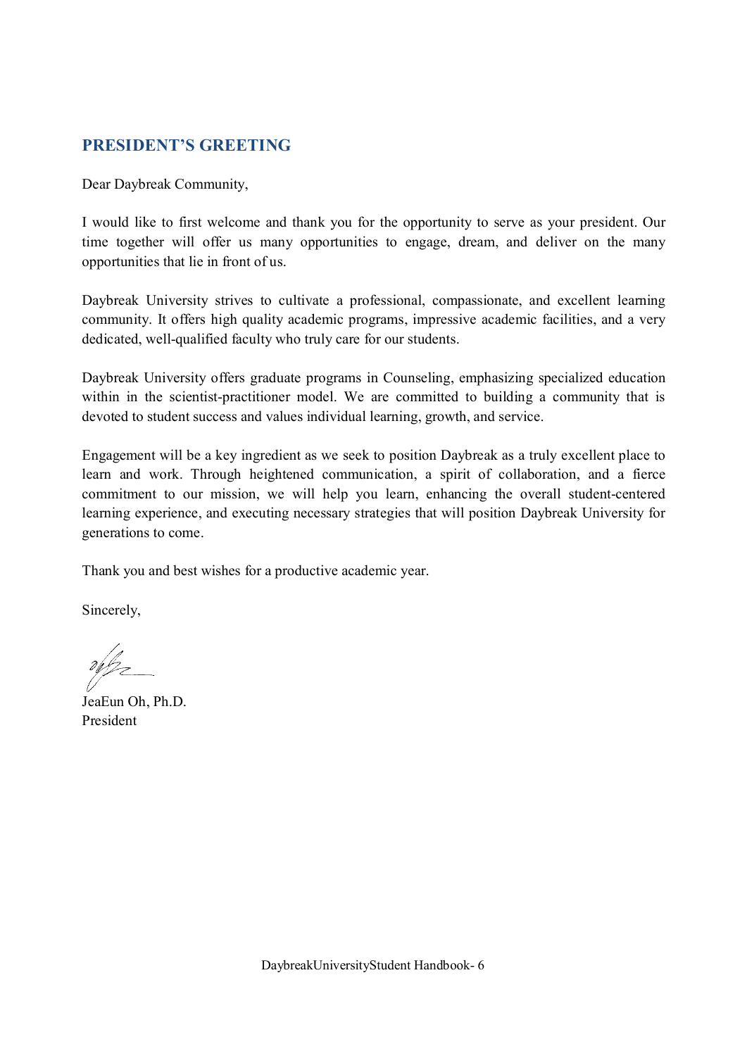## PRESIDENT'S GREETING

Dear Daybreak Community,

I would like to first welcome and thank you for the opportunity to serve as your president. Our time together will offer us many opportunities to engage, dream, and deliver on the many opportunities that lie in front of us.

Daybreak University strives to cultivate a professional, compassionate, and excellent learning community. It offers high quality academic programs, impressive academic facilities, and a very dedicated, well-qualified faculty who truly care for our students.

Daybreak University offers graduate programs in Counseling, emphasizing specialized education within in the scientist-practitioner model. We are committed to building a community that is devoted to student success and values individual learning, growth, and service.

Engagement will be a key ingredient as we seek to position Daybreak as a truly excellent place to learn and work. Through heightened communication, a spirit of collaboration, and a fierce commitment to our mission, we will help you learn, enhancing the overall student-centered learning experience, and executing necessary strategies that will position Daybreak University for generations to come.

Thank you and best wishes for a productive academic year.

Sincerely,

JeaEun Oh, Ph.D.
President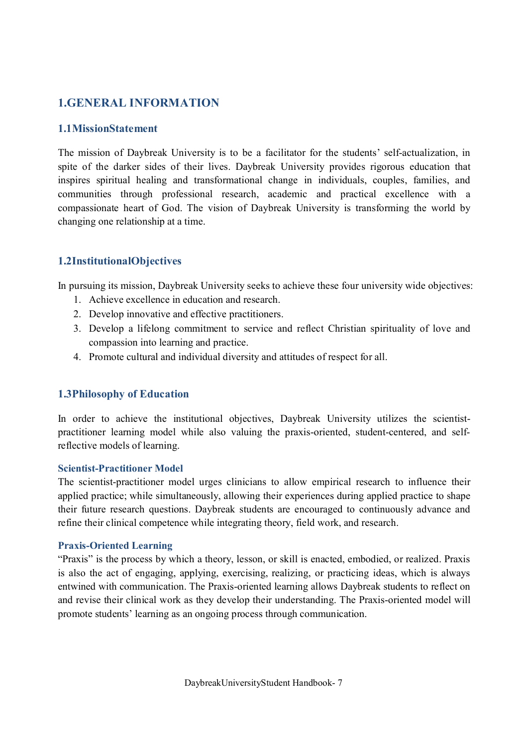# 1.GENERAL INFORMATION

## 1.1MissionStatement

The mission of Daybreak University is to be a facilitator for the students' self-actualization, in spite of the darker sides of their lives. Daybreak University provides rigorous education that inspires spiritual healing and transformational change in individuals, couples, families, and communities through professional research, academic and practical excellence with a compassionate heart of God. The vision of Daybreak University is transforming the world by changing one relationship at a time.

## 1.2InstitutionalObjectives

In pursuing its mission, Daybreak University seeks to achieve these four university wide objectives:

1. Achieve excellence in education and research.
2. Develop innovative and effective practitioners.
3. Develop a lifelong commitment to service and reflect Christian spirituality of love and compassion into learning and practice.
4. Promote cultural and individual diversity and attitudes of respect for all.

## 1.3Philosophy of Education

In order to achieve the institutional objectives, Daybreak University utilizes the scientist-practitioner learning model while also valuing the praxis-oriented, student-centered, and self-reflective models of learning.

### Scientist-Practitioner Model

The scientist-practitioner model urges clinicians to allow empirical research to influence their applied practice; while simultaneously, allowing their experiences during applied practice to shape their future research questions. Daybreak students are encouraged to continuously advance and refine their clinical competence while integrating theory, field work, and research.

### Praxis-Oriented Learning

"Praxis" is the process by which a theory, lesson, or skill is enacted, embodied, or realized. Praxis is also the act of engaging, applying, exercising, realizing, or practicing ideas, which is always entwined with communication. The Praxis-oriented learning allows Daybreak students to reflect on and revise their clinical work as they develop their understanding. The Praxis-oriented model will promote students' learning as an ongoing process through communication.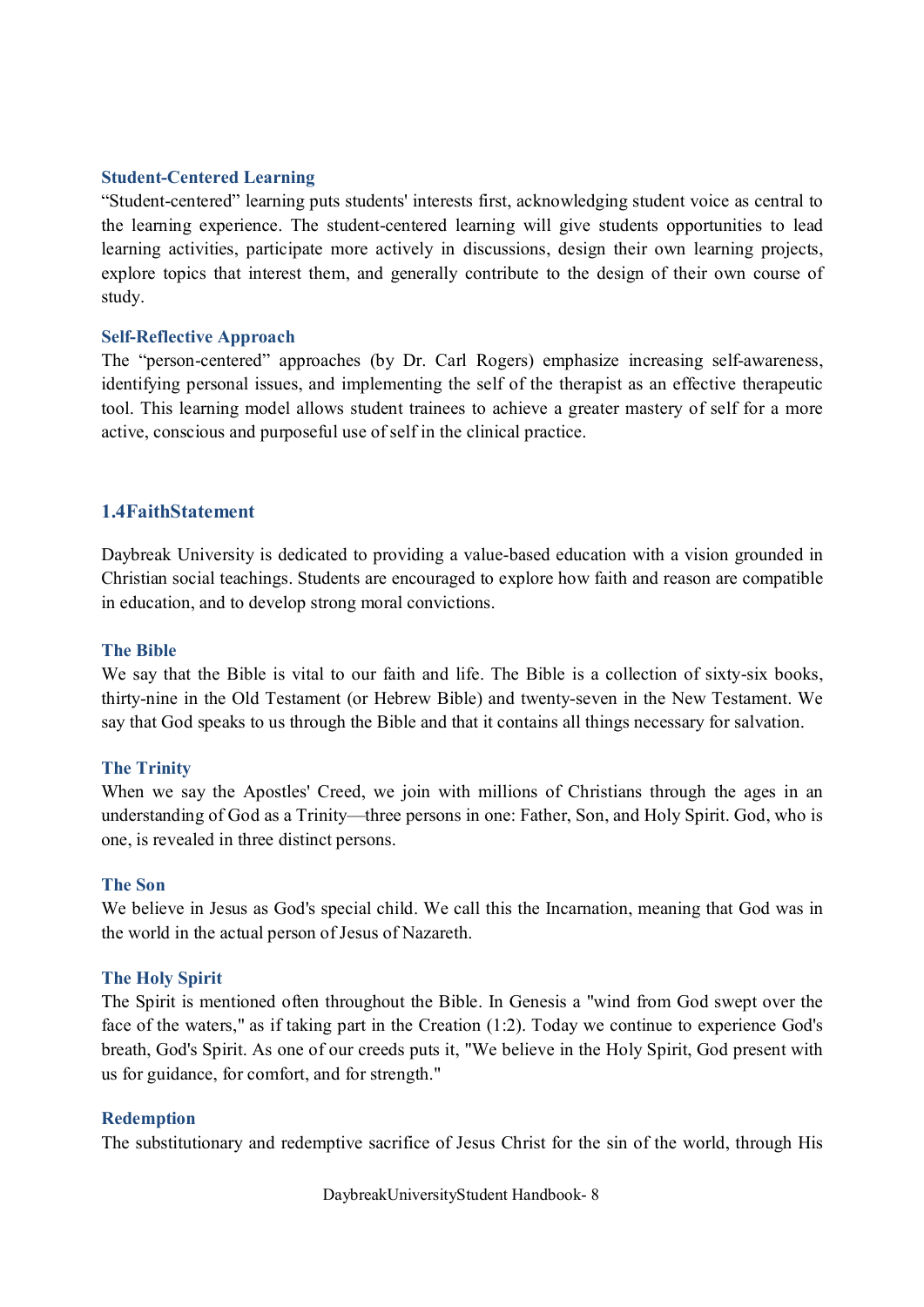### Student-Centered Learning

"Student-centered" learning puts students' interests first, acknowledging student voice as central to the learning experience. The student-centered learning will give students opportunities to lead learning activities, participate more actively in discussions, design their own learning projects, explore topics that interest them, and generally contribute to the design of their own course of study.

### Self-Reflective Approach

The "person-centered" approaches (by Dr. Carl Rogers) emphasize increasing self-awareness, identifying personal issues, and implementing the self of the therapist as an effective therapeutic tool. This learning model allows student trainees to achieve a greater mastery of self for a more active, conscious and purposeful use of self in the clinical practice.

## 1.4FaithStatement

Daybreak University is dedicated to providing a value-based education with a vision grounded in Christian social teachings. Students are encouraged to explore how faith and reason are compatible in education, and to develop strong moral convictions.

### The Bible

We say that the Bible is vital to our faith and life. The Bible is a collection of sixty-six books, thirty-nine in the Old Testament (or Hebrew Bible) and twenty-seven in the New Testament. We say that God speaks to us through the Bible and that it contains all things necessary for salvation.

### The Trinity

When we say the Apostles' Creed, we join with millions of Christians through the ages in an understanding of God as a Trinity—three persons in one: Father, Son, and Holy Spirit. God, who is one, is revealed in three distinct persons.

### The Son

We believe in Jesus as God's special child. We call this the Incarnation, meaning that God was in the world in the actual person of Jesus of Nazareth.

### The Holy Spirit

The Spirit is mentioned often throughout the Bible. In Genesis a "wind from God swept over the face of the waters," as if taking part in the Creation (1:2). Today we continue to experience God's breath, God's Spirit. As one of our creeds puts it, "We believe in the Holy Spirit, God present with us for guidance, for comfort, and for strength."

### Redemption

The substitutionary and redemptive sacrifice of Jesus Christ for the sin of the world, through His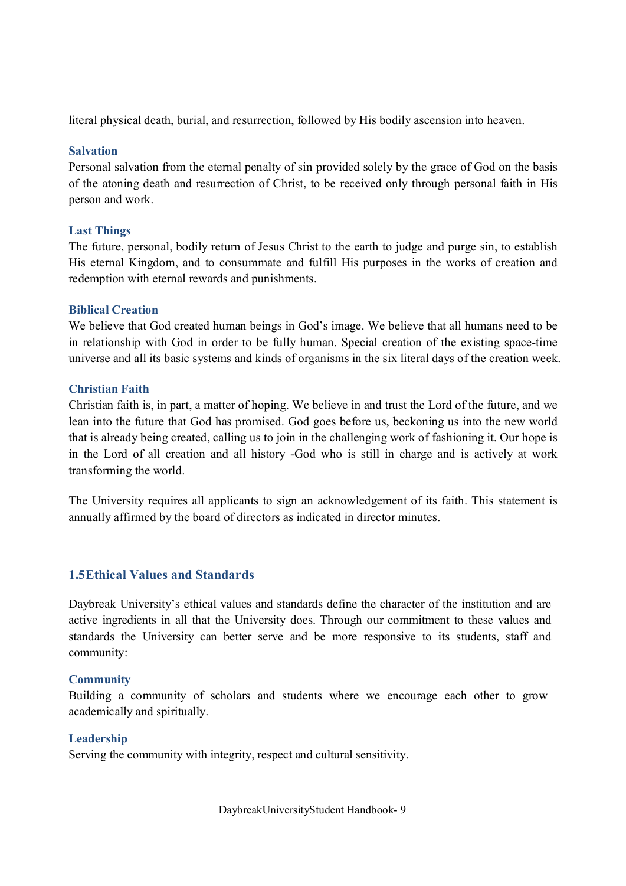literal physical death, burial, and resurrection, followed by His bodily ascension into heaven.

### Salvation

Personal salvation from the eternal penalty of sin provided solely by the grace of God on the basis of the atoning death and resurrection of Christ, to be received only through personal faith in His person and work.

### Last Things

The future, personal, bodily return of Jesus Christ to the earth to judge and purge sin, to establish His eternal Kingdom, and to consummate and fulfill His purposes in the works of creation and redemption with eternal rewards and punishments.

### Biblical Creation

We believe that God created human beings in God's image. We believe that all humans need to be in relationship with God in order to be fully human. Special creation of the existing space-time universe and all its basic systems and kinds of organisms in the six literal days of the creation week.

### Christian Faith

Christian faith is, in part, a matter of hoping. We believe in and trust the Lord of the future, and we lean into the future that God has promised. God goes before us, beckoning us into the new world that is already being created, calling us to join in the challenging work of fashioning it. Our hope is in the Lord of all creation and all history -God who is still in charge and is actively at work transforming the world.

The University requires all applicants to sign an acknowledgement of its faith. This statement is annually affirmed by the board of directors as indicated in director minutes.

## 1.5Ethical Values and Standards

Daybreak University's ethical values and standards define the character of the institution and are active ingredients in all that the University does. Through our commitment to these values and standards the University can better serve and be more responsive to its students, staff and community:

### Community

Building a community of scholars and students where we encourage each other to grow academically and spiritually.

### Leadership

Serving the community with integrity, respect and cultural sensitivity.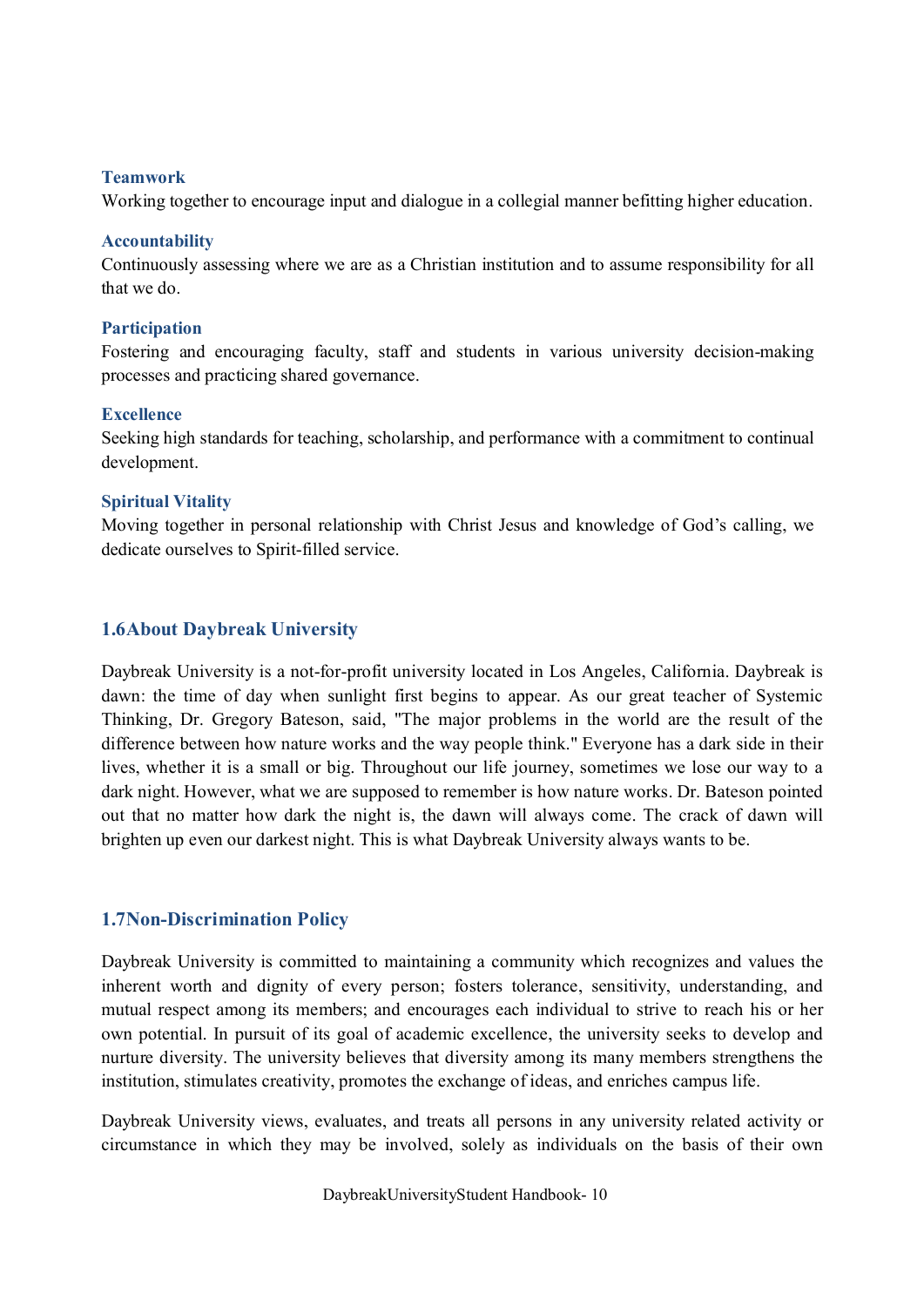### Teamwork

Working together to encourage input and dialogue in a collegial manner befitting higher education.

### Accountability

Continuously assessing where we are as a Christian institution and to assume responsibility for all that we do.

### Participation

Fostering and encouraging faculty, staff and students in various university decision-making processes and practicing shared governance.

### Excellence

Seeking high standards for teaching, scholarship, and performance with a commitment to continual development.

### Spiritual Vitality

Moving together in personal relationship with Christ Jesus and knowledge of God's calling, we dedicate ourselves to Spirit-filled service.

## 1.6About Daybreak University

Daybreak University is a not-for-profit university located in Los Angeles, California. Daybreak is dawn: the time of day when sunlight first begins to appear. As our great teacher of Systemic Thinking, Dr. Gregory Bateson, said, "The major problems in the world are the result of the difference between how nature works and the way people think." Everyone has a dark side in their lives, whether it is a small or big. Throughout our life journey, sometimes we lose our way to a dark night. However, what we are supposed to remember is how nature works. Dr. Bateson pointed out that no matter how dark the night is, the dawn will always come. The crack of dawn will brighten up even our darkest night. This is what Daybreak University always wants to be.

## 1.7Non-Discrimination Policy

Daybreak University is committed to maintaining a community which recognizes and values the inherent worth and dignity of every person; fosters tolerance, sensitivity, understanding, and mutual respect among its members; and encourages each individual to strive to reach his or her own potential. In pursuit of its goal of academic excellence, the university seeks to develop and nurture diversity. The university believes that diversity among its many members strengthens the institution, stimulates creativity, promotes the exchange of ideas, and enriches campus life.

Daybreak University views, evaluates, and treats all persons in any university related activity or circumstance in which they may be involved, solely as individuals on the basis of their own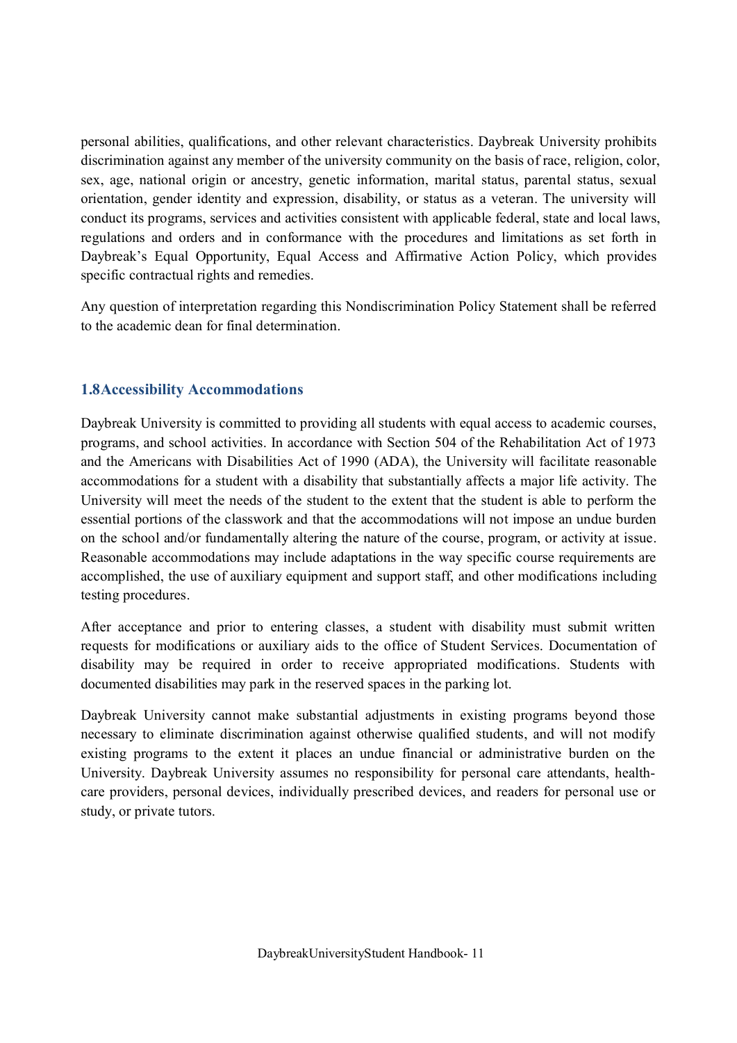personal abilities, qualifications, and other relevant characteristics. Daybreak University prohibits discrimination against any member of the university community on the basis of race, religion, color, sex, age, national origin or ancestry, genetic information, marital status, parental status, sexual orientation, gender identity and expression, disability, or status as a veteran. The university will conduct its programs, services and activities consistent with applicable federal, state and local laws, regulations and orders and in conformance with the procedures and limitations as set forth in Daybreak's Equal Opportunity, Equal Access and Affirmative Action Policy, which provides specific contractual rights and remedies.

Any question of interpretation regarding this Nondiscrimination Policy Statement shall be referred to the academic dean for final determination.

### 1.8Accessibility Accommodations

Daybreak University is committed to providing all students with equal access to academic courses, programs, and school activities. In accordance with Section 504 of the Rehabilitation Act of 1973 and the Americans with Disabilities Act of 1990 (ADA), the University will facilitate reasonable accommodations for a student with a disability that substantially affects a major life activity. The University will meet the needs of the student to the extent that the student is able to perform the essential portions of the classwork and that the accommodations will not impose an undue burden on the school and/or fundamentally altering the nature of the course, program, or activity at issue. Reasonable accommodations may include adaptations in the way specific course requirements are accomplished, the use of auxiliary equipment and support staff, and other modifications including testing procedures.

After acceptance and prior to entering classes, a student with disability must submit written requests for modifications or auxiliary aids to the office of Student Services. Documentation of disability may be required in order to receive appropriated modifications. Students with documented disabilities may park in the reserved spaces in the parking lot.

Daybreak University cannot make substantial adjustments in existing programs beyond those necessary to eliminate discrimination against otherwise qualified students, and will not modify existing programs to the extent it places an undue financial or administrative burden on the University. Daybreak University assumes no responsibility for personal care attendants, health-care providers, personal devices, individually prescribed devices, and readers for personal use or study, or private tutors.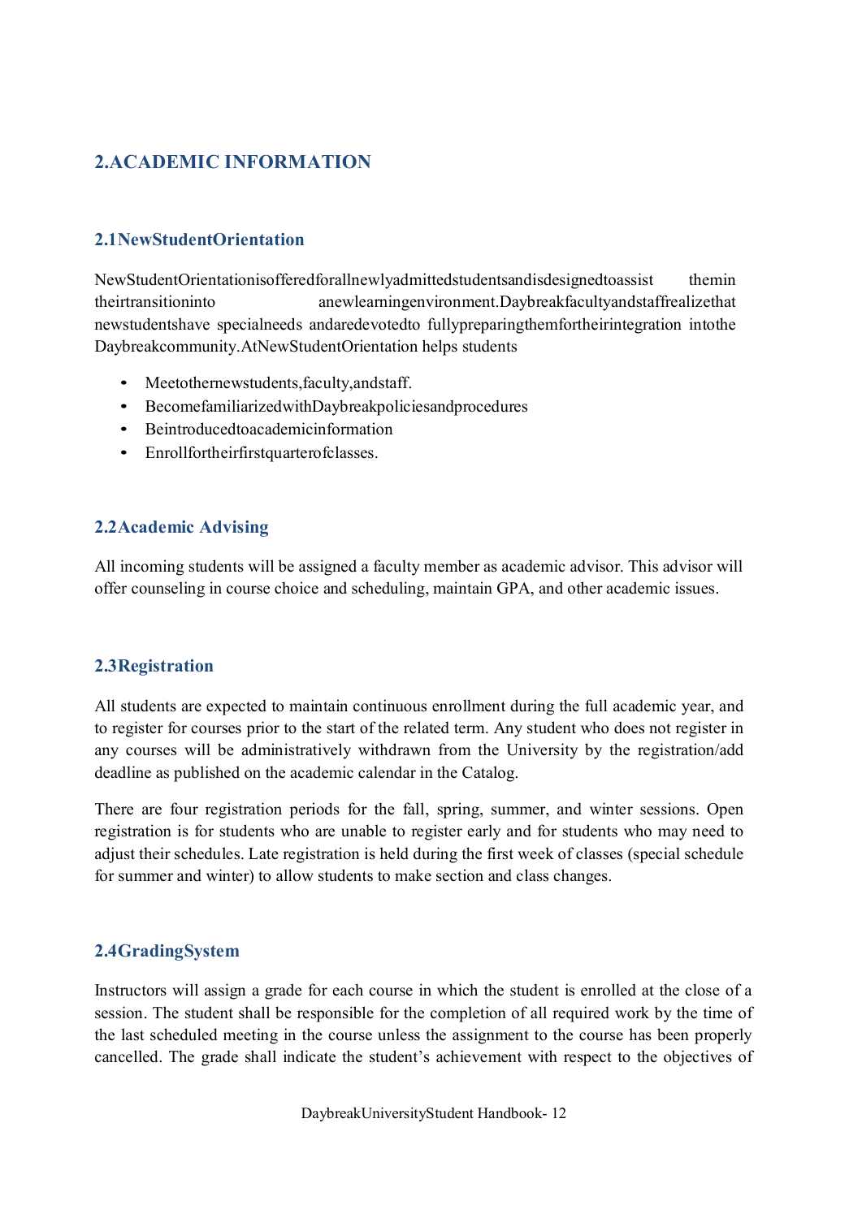## 2.ACADEMIC INFORMATION

### 2.1NewStudentOrientation

NewStudentOrientationisofferedforallnewlyadmittedstudentsandisdesignedtoassist themin theirtransitioninto anewlearningenvironment.Daybreakfacultyandstaffrealizethat newstudentshave specialneeds andaredevotedto fullypreparingthemfortheirintegration intothe Daybreakcommunity.AtNewStudentOrientation helps students

- Meetothernewstudents,faculty,andstaff.
- BecomefamiliarizedwithDaybreakpoliciesandprocedures
- Beintroducedtoacademicinformation
- Enrollfortheirfirstquarterofclasses.

### 2.2Academic Advising

All incoming students will be assigned a faculty member as academic advisor. This advisor will offer counseling in course choice and scheduling, maintain GPA, and other academic issues.

### 2.3Registration

All students are expected to maintain continuous enrollment during the full academic year, and to register for courses prior to the start of the related term. Any student who does not register in any courses will be administratively withdrawn from the University by the registration/add deadline as published on the academic calendar in the Catalog.

There are four registration periods for the fall, spring, summer, and winter sessions. Open registration is for students who are unable to register early and for students who may need to adjust their schedules. Late registration is held during the first week of classes (special schedule for summer and winter) to allow students to make section and class changes.

### 2.4GradingSystem

Instructors will assign a grade for each course in which the student is enrolled at the close of a session. The student shall be responsible for the completion of all required work by the time of the last scheduled meeting in the course unless the assignment to the course has been properly cancelled. The grade shall indicate the student's achievement with respect to the objectives of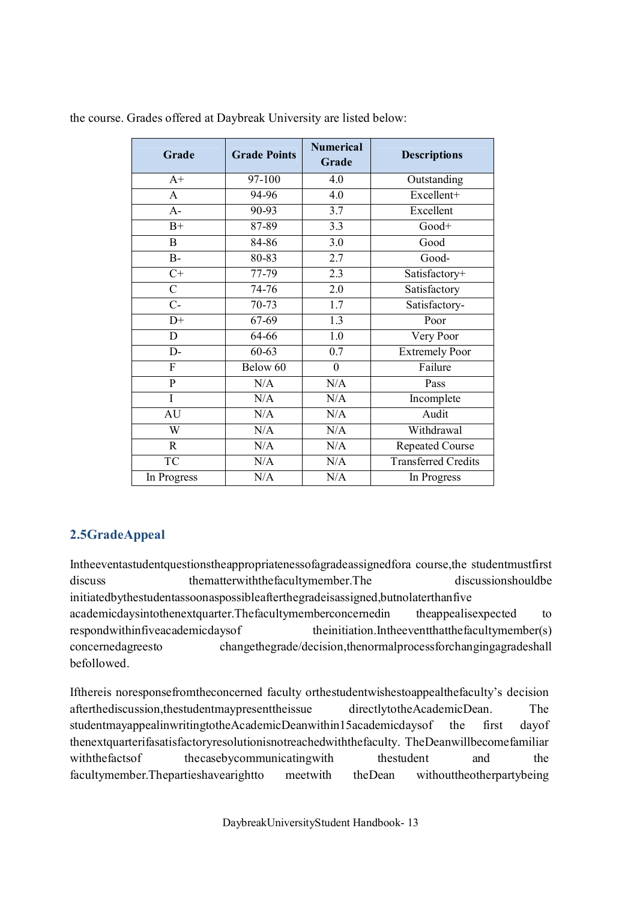the course. Grades offered at Daybreak University are listed below:

| Grade | Grade Points | Numerical Grade | Descriptions |
|---|---|---|---|
| A+ | 97-100 | 4.0 | Outstanding |
| A | 94-96 | 4.0 | Excellent+ |
| A- | 90-93 | 3.7 | Excellent |
| B+ | 87-89 | 3.3 | Good+ |
| B | 84-86 | 3.0 | Good |
| B- | 80-83 | 2.7 | Good- |
| C+ | 77-79 | 2.3 | Satisfactory+ |
| C | 74-76 | 2.0 | Satisfactory |
| C- | 70-73 | 1.7 | Satisfactory- |
| D+ | 67-69 | 1.3 | Poor |
| D | 64-66 | 1.0 | Very Poor |
| D- | 60-63 | 0.7 | Extremely Poor |
| F | Below 60 | 0 | Failure |
| P | N/A | N/A | Pass |
| I | N/A | N/A | Incomplete |
| AU | N/A | N/A | Audit |
| W | N/A | N/A | Withdrawal |
| R | N/A | N/A | Repeated Course |
| TC | N/A | N/A | Transferred Credits |
| In Progress | N/A | N/A | In Progress |

## 2.5 Grade Appeal

In the event a student questions the appropriateness of a grade assigned for a course, the student must first discuss the matter with the faculty member. The discussion should be initiated by the student as soon as possible after the grade is assigned, but no later than five academic days into the next quarter. The faculty member concerned in the appeal is expected to respond within five academic days of the initiation. In the event that the faculty member(s) concerned agrees to change the grade/decision, the normal process for changing a grade shall be followed.

If there is no response from the concerned faculty or the student wishes to appeal the faculty's decision after the discussion, the student may present the issue directly to the Academic Dean. The student may appeal in writing to the Academic Dean within 15 academic days of the first day of the next quarter if a satisfactory resolution is not reached with the faculty. The Dean will become familiar with the facts of the case by communicating with the student and the faculty member. The parties have a right to meet with the Dean without the other party being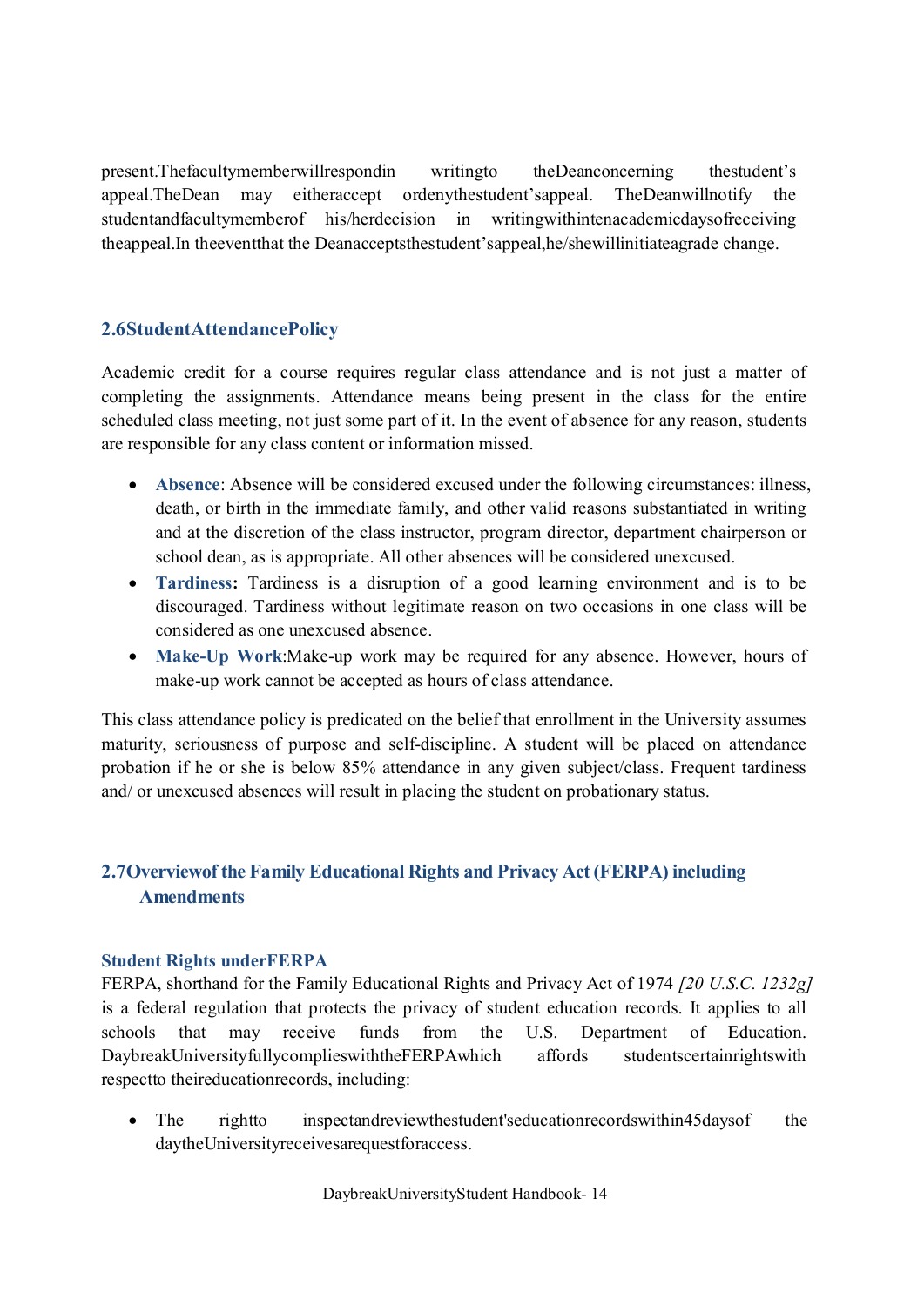present. The faculty member will respond in writing to the Dean concerning the student's appeal. The Dean may either accept or deny the student's appeal. The Dean will notify the student and faculty member of his/her decision in writing within ten academic days of receiving the appeal. In the event that the Dean accepts the student's appeal, he/she will initiate a grade change.

## 2.6 Student Attendance Policy

Academic credit for a course requires regular class attendance and is not just a matter of completing the assignments. Attendance means being present in the class for the entire scheduled class meeting, not just some part of it. In the event of absence for any reason, students are responsible for any class content or information missed.

- **Absence**: Absence will be considered excused under the following circumstances: illness, death, or birth in the immediate family, and other valid reasons substantiated in writing and at the discretion of the class instructor, program director, department chairperson or school dean, as is appropriate. All other absences will be considered unexcused.
- **Tardiness:** Tardiness is a disruption of a good learning environment and is to be discouraged. Tardiness without legitimate reason on two occasions in one class will be considered as one unexcused absence.
- **Make-Up Work**: Make-up work may be required for any absence. However, hours of make-up work cannot be accepted as hours of class attendance.

This class attendance policy is predicated on the belief that enrollment in the University assumes maturity, seriousness of purpose and self-discipline. A student will be placed on attendance probation if he or she is below 85% attendance in any given subject/class. Frequent tardiness and/ or unexcused absences will result in placing the student on probationary status.

## 2.7 Overview of the Family Educational Rights and Privacy Act (FERPA) including Amendments

### Student Rights under FERPA

FERPA, shorthand for the Family Educational Rights and Privacy Act of 1974 *[20 U.S.C. 1232g]* is a federal regulation that protects the privacy of student education records. It applies to all schools that may receive funds from the U.S. Department of Education. Daybreak University fully complies with the FERPA which affords students certain rights with respect to their education records, including:

- The right to inspect and review the student's education records within 45 days of the day the University receives a request for access.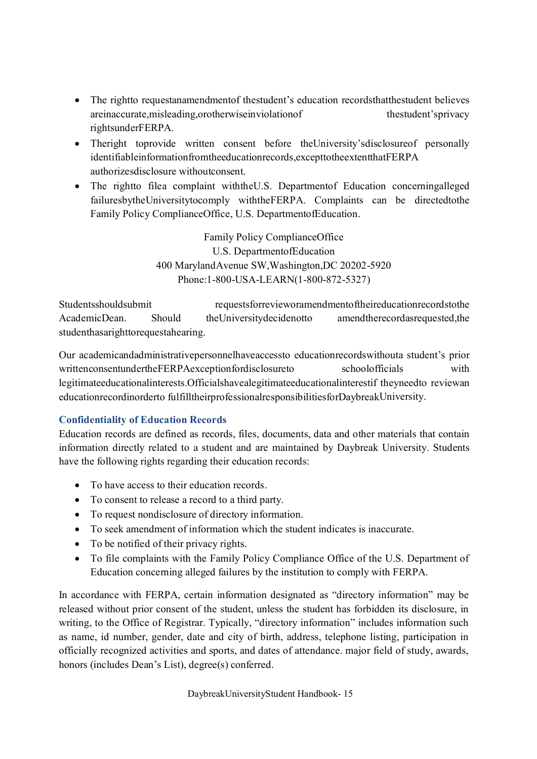- The right to request an amendment of the student's education records that the student believes are inaccurate, misleading, or otherwise in violation of the student's privacy rights under FERPA.
- The right to provide written consent before the University's disclosure of personally identifiable information from the education records, except to the extent that FERPA authorizes disclosure without consent.
- The right to file a complaint with the U.S. Department of Education concerning alleged failures by the University to comply with the FERPA. Complaints can be directed to the Family Policy Compliance Office, U.S. Department of Education.

Family Policy Compliance Office
U.S. Department of Education
400 Maryland Avenue SW, Washington, DC 20202-5920
Phone: 1-800-USA-LEARN (1-800-872-5327)

Students should submit requests for review or amendment of their education records to the Academic Dean. Should the University decide not to amend the record as requested, the student has a right to request a hearing.

Our academic and administrative personnel have access to education records without a student's prior written consent under the FERPA exception for disclosure to school officials with legitimate educational interests. Officials have a legitimate educational interest if they need to review an education record in order to fulfill their professional responsibilities for Daybreak University.

### Confidentiality of Education Records

Education records are defined as records, files, documents, data and other materials that contain information directly related to a student and are maintained by Daybreak University. Students have the following rights regarding their education records:

- To have access to their education records.
- To consent to release a record to a third party.
- To request nondisclosure of directory information.
- To seek amendment of information which the student indicates is inaccurate.
- To be notified of their privacy rights.
- To file complaints with the Family Policy Compliance Office of the U.S. Department of Education concerning alleged failures by the institution to comply with FERPA.

In accordance with FERPA, certain information designated as "directory information" may be released without prior consent of the student, unless the student has forbidden its disclosure, in writing, to the Office of Registrar. Typically, "directory information" includes information such as name, id number, gender, date and city of birth, address, telephone listing, participation in officially recognized activities and sports, and dates of attendance. major field of study, awards, honors (includes Dean's List), degree(s) conferred.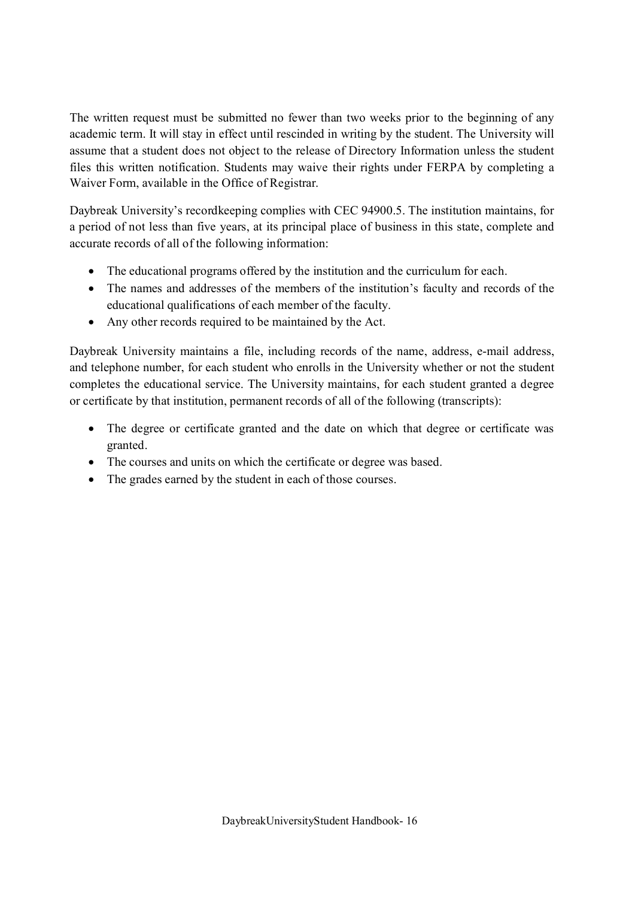The written request must be submitted no fewer than two weeks prior to the beginning of any academic term. It will stay in effect until rescinded in writing by the student. The University will assume that a student does not object to the release of Directory Information unless the student files this written notification. Students may waive their rights under FERPA by completing a Waiver Form, available in the Office of Registrar.

Daybreak University's recordkeeping complies with CEC 94900.5. The institution maintains, for a period of not less than five years, at its principal place of business in this state, complete and accurate records of all of the following information:

- The educational programs offered by the institution and the curriculum for each.
- The names and addresses of the members of the institution's faculty and records of the educational qualifications of each member of the faculty.
- Any other records required to be maintained by the Act.

Daybreak University maintains a file, including records of the name, address, e-mail address, and telephone number, for each student who enrolls in the University whether or not the student completes the educational service. The University maintains, for each student granted a degree or certificate by that institution, permanent records of all of the following (transcripts):

- The degree or certificate granted and the date on which that degree or certificate was granted.
- The courses and units on which the certificate or degree was based.
- The grades earned by the student in each of those courses.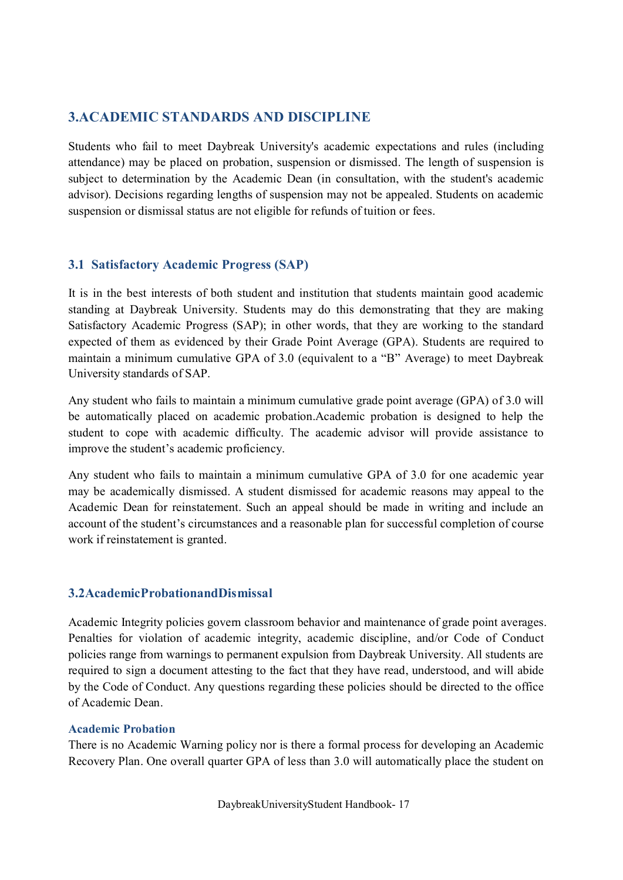## 3.ACADEMIC STANDARDS AND DISCIPLINE

Students who fail to meet Daybreak University's academic expectations and rules (including attendance) may be placed on probation, suspension or dismissed. The length of suspension is subject to determination by the Academic Dean (in consultation, with the student's academic advisor). Decisions regarding lengths of suspension may not be appealed. Students on academic suspension or dismissal status are not eligible for refunds of tuition or fees.

### 3.1 Satisfactory Academic Progress (SAP)

It is in the best interests of both student and institution that students maintain good academic standing at Daybreak University. Students may do this demonstrating that they are making Satisfactory Academic Progress (SAP); in other words, that they are working to the standard expected of them as evidenced by their Grade Point Average (GPA). Students are required to maintain a minimum cumulative GPA of 3.0 (equivalent to a "B" Average) to meet Daybreak University standards of SAP.

Any student who fails to maintain a minimum cumulative grade point average (GPA) of 3.0 will be automatically placed on academic probation.Academic probation is designed to help the student to cope with academic difficulty. The academic advisor will provide assistance to improve the student's academic proficiency.

Any student who fails to maintain a minimum cumulative GPA of 3.0 for one academic year may be academically dismissed. A student dismissed for academic reasons may appeal to the Academic Dean for reinstatement. Such an appeal should be made in writing and include an account of the student's circumstances and a reasonable plan for successful completion of course work if reinstatement is granted.

### 3.2AcademicProbationandDismissal

Academic Integrity policies govern classroom behavior and maintenance of grade point averages. Penalties for violation of academic integrity, academic discipline, and/or Code of Conduct policies range from warnings to permanent expulsion from Daybreak University. All students are required to sign a document attesting to the fact that they have read, understood, and will abide by the Code of Conduct. Any questions regarding these policies should be directed to the office of Academic Dean.

#### Academic Probation

There is no Academic Warning policy nor is there a formal process for developing an Academic Recovery Plan. One overall quarter GPA of less than 3.0 will automatically place the student on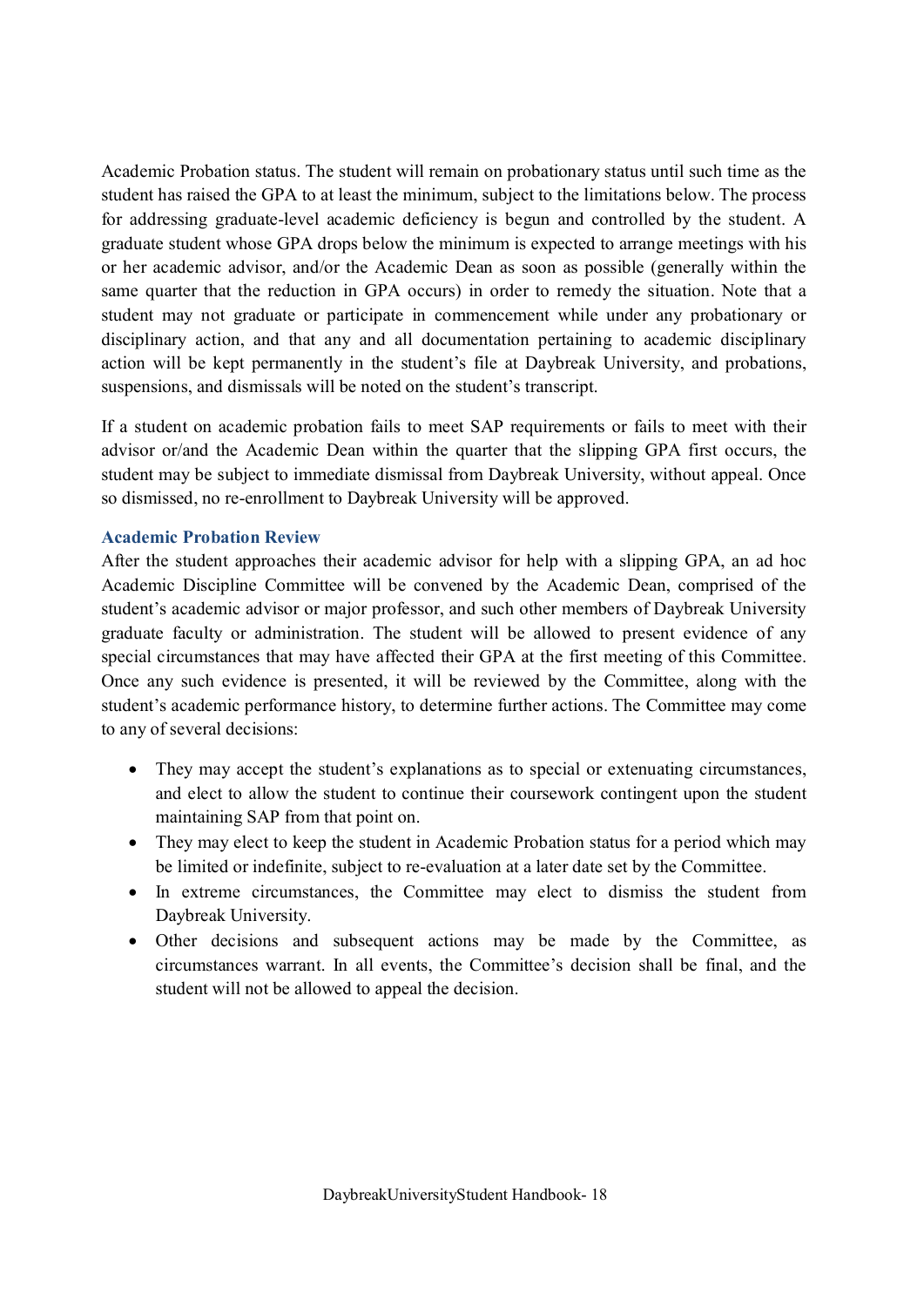Academic Probation status. The student will remain on probationary status until such time as the student has raised the GPA to at least the minimum, subject to the limitations below. The process for addressing graduate-level academic deficiency is begun and controlled by the student. A graduate student whose GPA drops below the minimum is expected to arrange meetings with his or her academic advisor, and/or the Academic Dean as soon as possible (generally within the same quarter that the reduction in GPA occurs) in order to remedy the situation. Note that a student may not graduate or participate in commencement while under any probationary or disciplinary action, and that any and all documentation pertaining to academic disciplinary action will be kept permanently in the student's file at Daybreak University, and probations, suspensions, and dismissals will be noted on the student's transcript.

If a student on academic probation fails to meet SAP requirements or fails to meet with their advisor or/and the Academic Dean within the quarter that the slipping GPA first occurs, the student may be subject to immediate dismissal from Daybreak University, without appeal. Once so dismissed, no re-enrollment to Daybreak University will be approved.

### Academic Probation Review

After the student approaches their academic advisor for help with a slipping GPA, an ad hoc Academic Discipline Committee will be convened by the Academic Dean, comprised of the student's academic advisor or major professor, and such other members of Daybreak University graduate faculty or administration. The student will be allowed to present evidence of any special circumstances that may have affected their GPA at the first meeting of this Committee. Once any such evidence is presented, it will be reviewed by the Committee, along with the student's academic performance history, to determine further actions. The Committee may come to any of several decisions:

- They may accept the student's explanations as to special or extenuating circumstances, and elect to allow the student to continue their coursework contingent upon the student maintaining SAP from that point on.
- They may elect to keep the student in Academic Probation status for a period which may be limited or indefinite, subject to re-evaluation at a later date set by the Committee.
- In extreme circumstances, the Committee may elect to dismiss the student from Daybreak University.
- Other decisions and subsequent actions may be made by the Committee, as circumstances warrant. In all events, the Committee's decision shall be final, and the student will not be allowed to appeal the decision.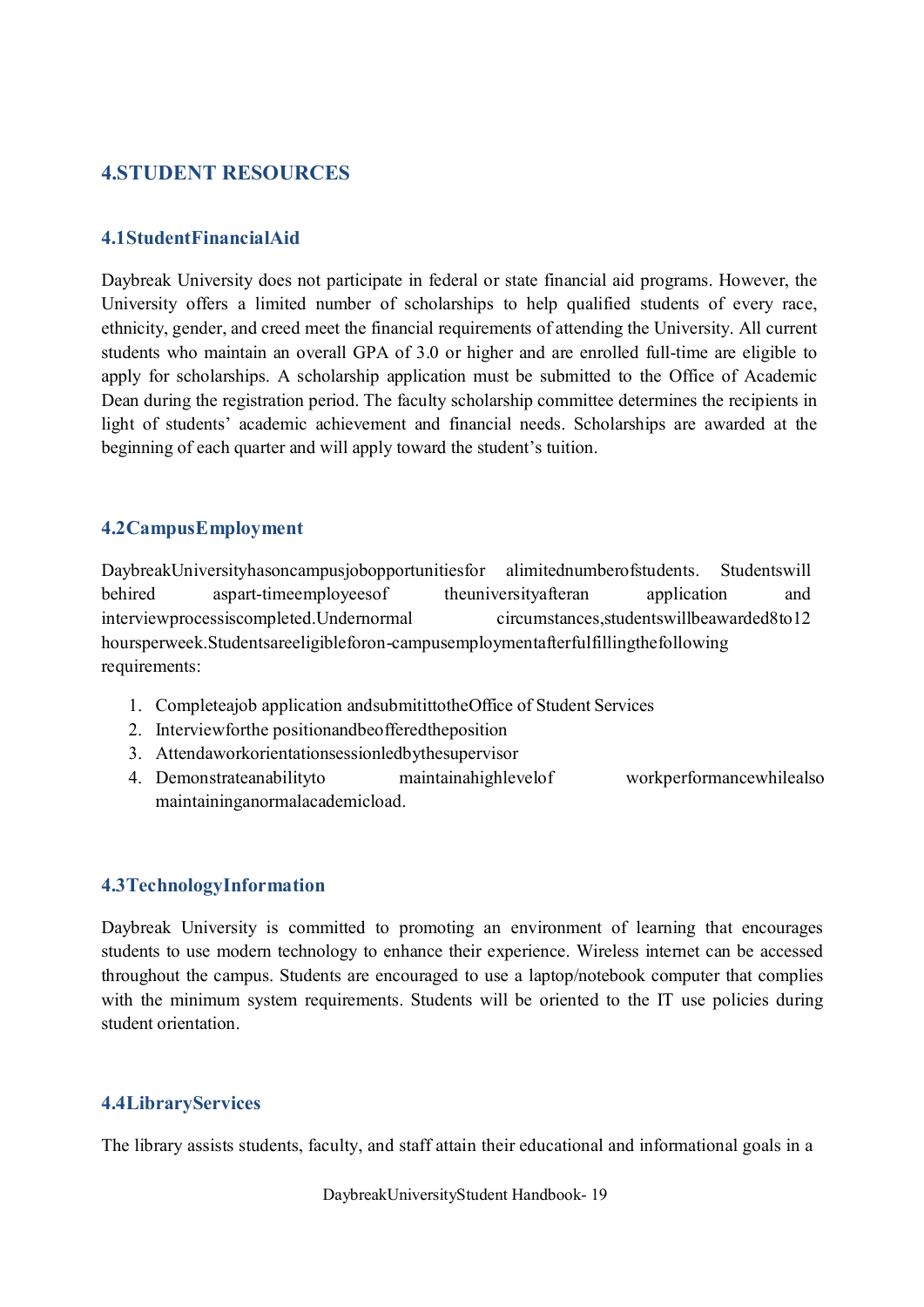## 4.STUDENT RESOURCES

### 4.1StudentFinancialAid

Daybreak University does not participate in federal or state financial aid programs. However, the University offers a limited number of scholarships to help qualified students of every race, ethnicity, gender, and creed meet the financial requirements of attending the University. All current students who maintain an overall GPA of 3.0 or higher and are enrolled full-time are eligible to apply for scholarships. A scholarship application must be submitted to the Office of Academic Dean during the registration period. The faculty scholarship committee determines the recipients in light of students' academic achievement and financial needs. Scholarships are awarded at the beginning of each quarter and will apply toward the student's tuition.

### 4.2CampusEmployment

DaybreakUniversityhasoncampusjobopportunitiesfor alimitednumberofstudents. Studentswill behired aspart-timeemployeesof theuniversityafteran application and interviewprocessiscompleted.Undernormal circumstances,studentswillbeawarded8to12 hoursperweek.Studentsareeligibleforon-campusemploymentafterfulfillingthefollowing requirements:

1. Completeajob application andsubmitittotheOffice of Student Services
2. Interviewforthe positionandbeofferedtheposition
3. Attendaworkorientationsessionledbythesupervisor
4. Demonstrateanabilityto maintainahighlevelof workperformancewhilealso maintaininganormalacademicload.

### 4.3TechnologyInformation

Daybreak University is committed to promoting an environment of learning that encourages students to use modern technology to enhance their experience. Wireless internet can be accessed throughout the campus. Students are encouraged to use a laptop/notebook computer that complies with the minimum system requirements. Students will be oriented to the IT use policies during student orientation.

### 4.4LibraryServices

The library assists students, faculty, and staff attain their educational and informational goals in a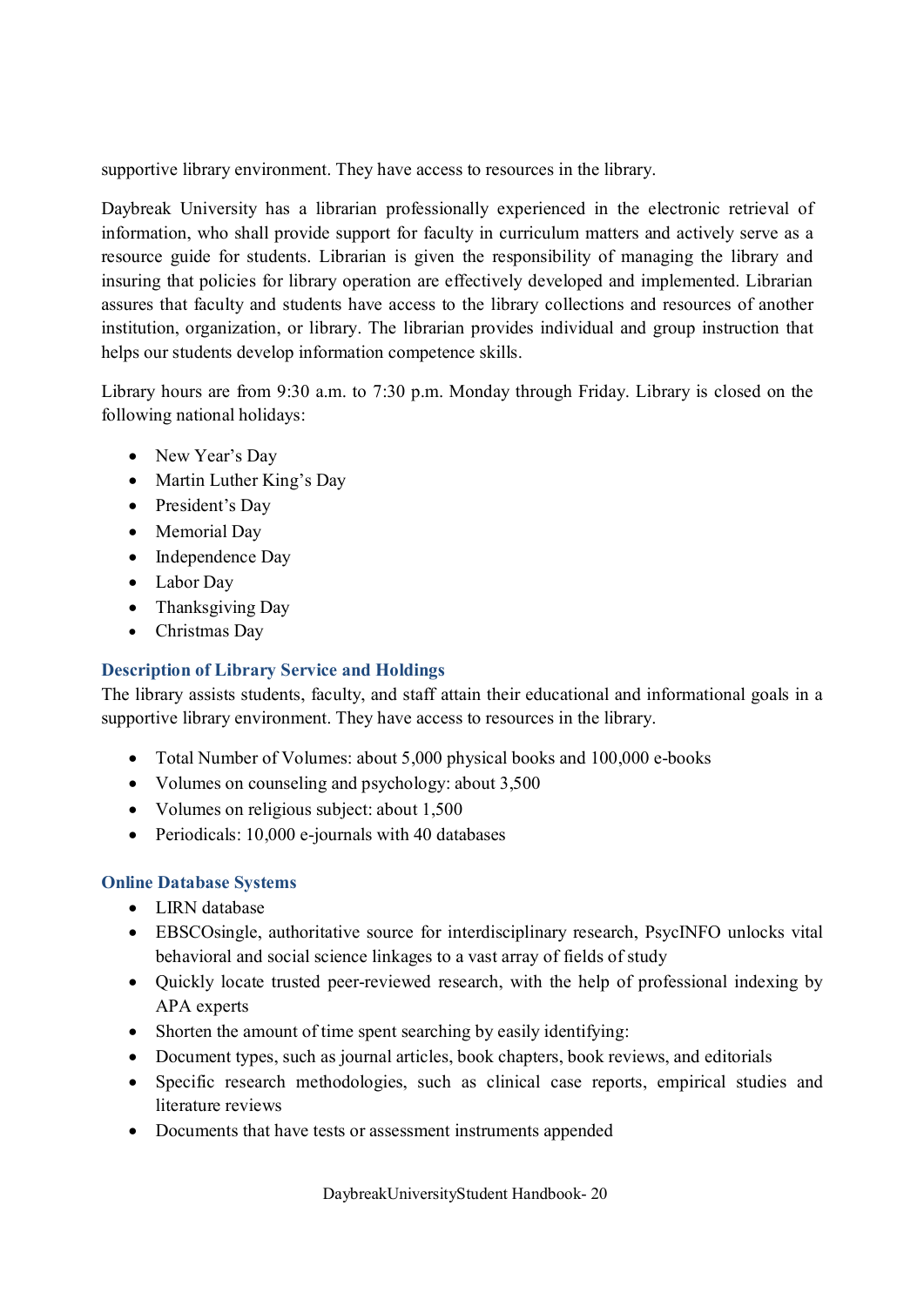supportive library environment. They have access to resources in the library.

Daybreak University has a librarian professionally experienced in the electronic retrieval of information, who shall provide support for faculty in curriculum matters and actively serve as a resource guide for students. Librarian is given the responsibility of managing the library and insuring that policies for library operation are effectively developed and implemented. Librarian assures that faculty and students have access to the library collections and resources of another institution, organization, or library. The librarian provides individual and group instruction that helps our students develop information competence skills.

Library hours are from 9:30 a.m. to 7:30 p.m. Monday through Friday. Library is closed on the following national holidays:

- New Year's Day
- Martin Luther King's Day
- President's Day
- Memorial Day
- Independence Day
- Labor Day
- Thanksgiving Day
- Christmas Day

### Description of Library Service and Holdings

The library assists students, faculty, and staff attain their educational and informational goals in a supportive library environment. They have access to resources in the library.

- Total Number of Volumes: about 5,000 physical books and 100,000 e-books
- Volumes on counseling and psychology: about 3,500
- Volumes on religious subject: about 1,500
- Periodicals: 10,000 e-journals with 40 databases

### Online Database Systems

- LIRN database
- EBSCOsingle, authoritative source for interdisciplinary research, PsycINFO unlocks vital behavioral and social science linkages to a vast array of fields of study
- Quickly locate trusted peer-reviewed research, with the help of professional indexing by APA experts
- Shorten the amount of time spent searching by easily identifying:
- Document types, such as journal articles, book chapters, book reviews, and editorials
- Specific research methodologies, such as clinical case reports, empirical studies and literature reviews
- Documents that have tests or assessment instruments appended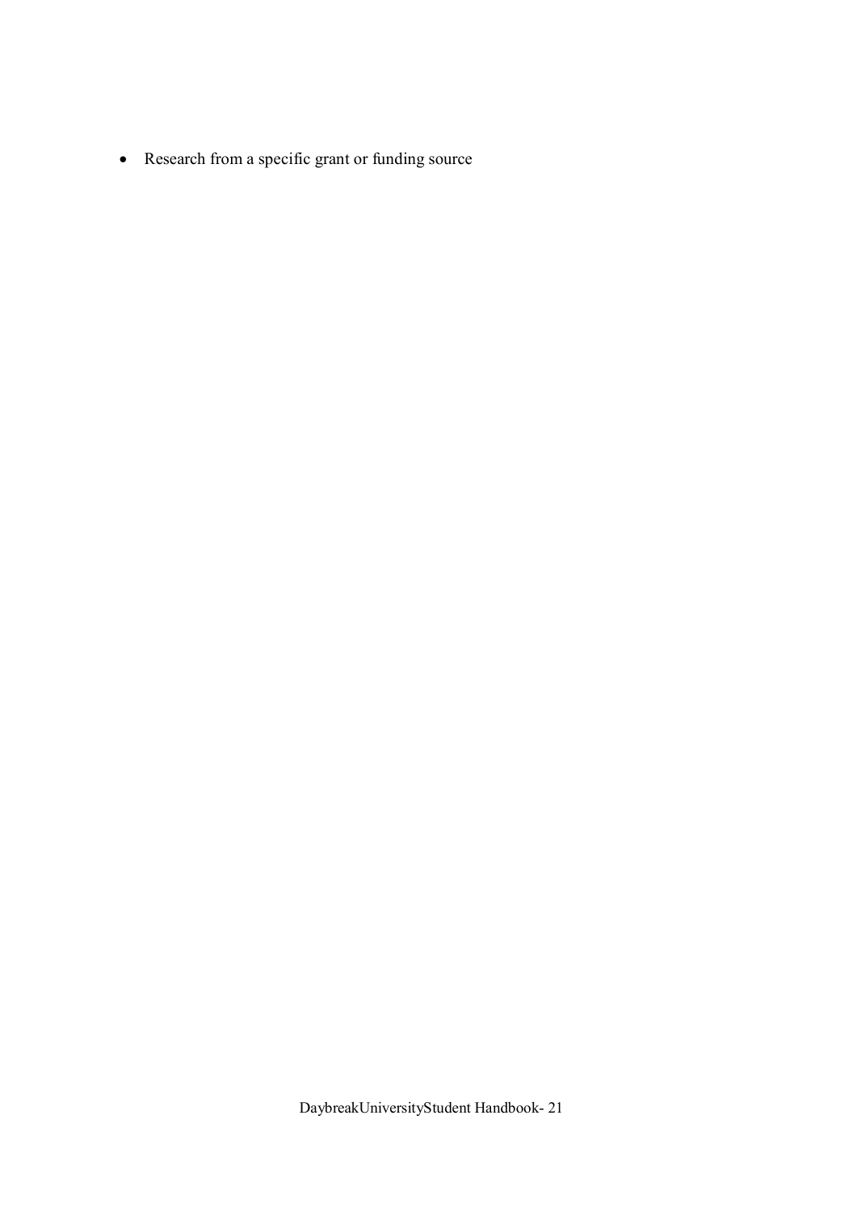- Research from a specific grant or funding source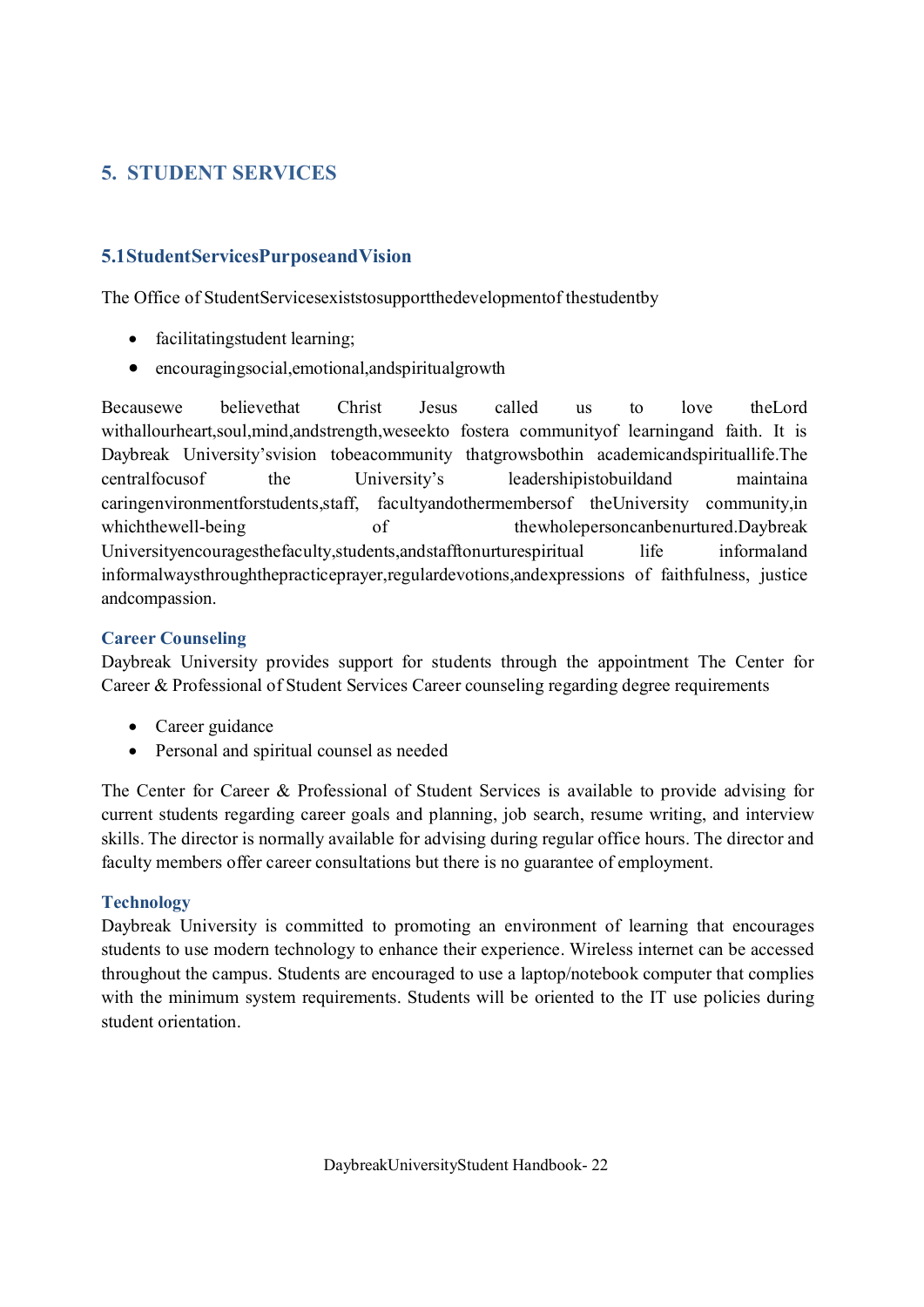# 5. STUDENT SERVICES

## 5.1StudentServicesPurposeandVision

The Office of StudentServicesexiststosupportthedevelopmentof thestudentby

- facilitatingstudent learning;
- encouragingsocial,emotional,andspiritualgrowth

Becausewe believethat Christ Jesus called us to love theLord withallourheart,soul,mind,andstrength,weseekto fostera communityof learningand faith. It is Daybreak University'svision tobeacommunity thatgrowsbothin academicandspirituallife.The centralfocusof the University's leadershipistobuildand maintaina caringenvironmentforstudents,staff, facultyandothermembersof theUniversity community,in whichthewell-being of thewholepersoncanbenurtured.Daybreak Universityencouragesthefaculty,students,andstafftonurturespiritual life informaland informalwaysthroughthepracticeprayer,regulardevotions,andexpressions of faithfulness, justice andcompassion.

### Career Counseling

Daybreak University provides support for students through the appointment The Center for Career & Professional of Student Services Career counseling regarding degree requirements

- Career guidance
- Personal and spiritual counsel as needed

The Center for Career & Professional of Student Services is available to provide advising for current students regarding career goals and planning, job search, resume writing, and interview skills. The director is normally available for advising during regular office hours. The director and faculty members offer career consultations but there is no guarantee of employment.

### Technology

Daybreak University is committed to promoting an environment of learning that encourages students to use modern technology to enhance their experience. Wireless internet can be accessed throughout the campus. Students are encouraged to use a laptop/notebook computer that complies with the minimum system requirements. Students will be oriented to the IT use policies during student orientation.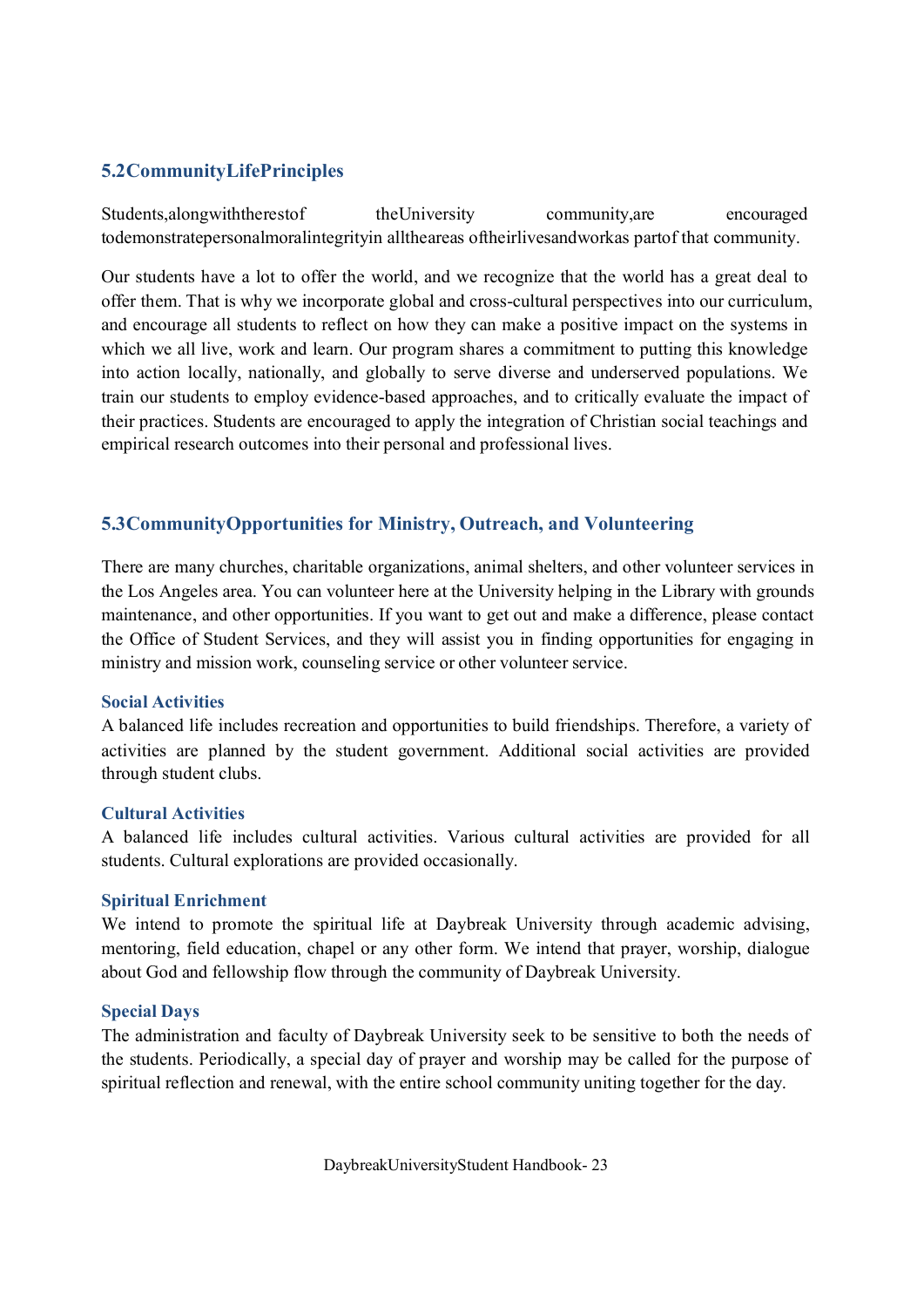## 5.2 Community Life Principles

Students, along with the rest of the University community, are encouraged to demonstrate personal moral integrity in all the areas of their lives and work as part of that community.

Our students have a lot to offer the world, and we recognize that the world has a great deal to offer them. That is why we incorporate global and cross-cultural perspectives into our curriculum, and encourage all students to reflect on how they can make a positive impact on the systems in which we all live, work and learn. Our program shares a commitment to putting this knowledge into action locally, nationally, and globally to serve diverse and underserved populations. We train our students to employ evidence-based approaches, and to critically evaluate the impact of their practices. Students are encouraged to apply the integration of Christian social teachings and empirical research outcomes into their personal and professional lives.

## 5.3 Community Opportunities for Ministry, Outreach, and Volunteering

There are many churches, charitable organizations, animal shelters, and other volunteer services in the Los Angeles area. You can volunteer here at the University helping in the Library with grounds maintenance, and other opportunities. If you want to get out and make a difference, please contact the Office of Student Services, and they will assist you in finding opportunities for engaging in ministry and mission work, counseling service or other volunteer service.

### Social Activities

A balanced life includes recreation and opportunities to build friendships. Therefore, a variety of activities are planned by the student government. Additional social activities are provided through student clubs.

### Cultural Activities

A balanced life includes cultural activities. Various cultural activities are provided for all students. Cultural explorations are provided occasionally.

### Spiritual Enrichment

We intend to promote the spiritual life at Daybreak University through academic advising, mentoring, field education, chapel or any other form. We intend that prayer, worship, dialogue about God and fellowship flow through the community of Daybreak University.

### Special Days

The administration and faculty of Daybreak University seek to be sensitive to both the needs of the students. Periodically, a special day of prayer and worship may be called for the purpose of spiritual reflection and renewal, with the entire school community uniting together for the day.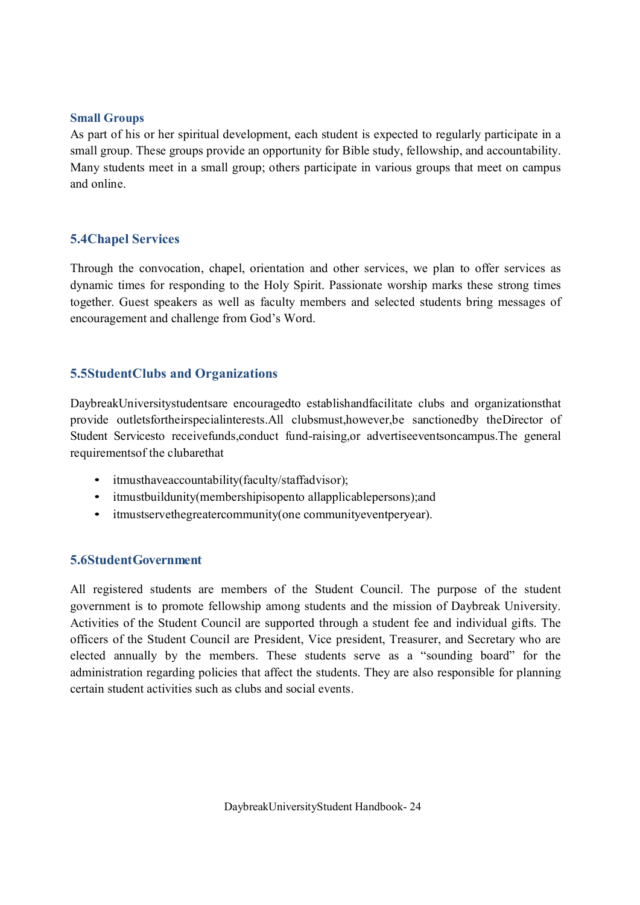### Small Groups

As part of his or her spiritual development, each student is expected to regularly participate in a small group. These groups provide an opportunity for Bible study, fellowship, and accountability. Many students meet in a small group; others participate in various groups that meet on campus and online.

## 5.4Chapel Services

Through the convocation, chapel, orientation and other services, we plan to offer services as dynamic times for responding to the Holy Spirit. Passionate worship marks these strong times together. Guest speakers as well as faculty members and selected students bring messages of encouragement and challenge from God's Word.

## 5.5StudentClubs and Organizations

DaybreakUniversitystudentsare encouragedto establishandfacilitate clubs and organizationsthat provide outletsfortheirspecialinterests.All clubsmust,however,be sanctionedby theDirector of Student Servicesto receivefunds,conduct fund-raising,or advertiseeventsoncampus.The general requirementsof the clubarethat

- itmusthaveaccountability(faculty/staffadvisor);
- itmustbuildunity(membershipisopento allapplicablepersons);and
- itmustservethegreatercommunity(one communityeventperyear).

## 5.6StudentGovernment

All registered students are members of the Student Council. The purpose of the student government is to promote fellowship among students and the mission of Daybreak University. Activities of the Student Council are supported through a student fee and individual gifts. The officers of the Student Council are President, Vice president, Treasurer, and Secretary who are elected annually by the members. These students serve as a "sounding board" for the administration regarding policies that affect the students. They are also responsible for planning certain student activities such as clubs and social events.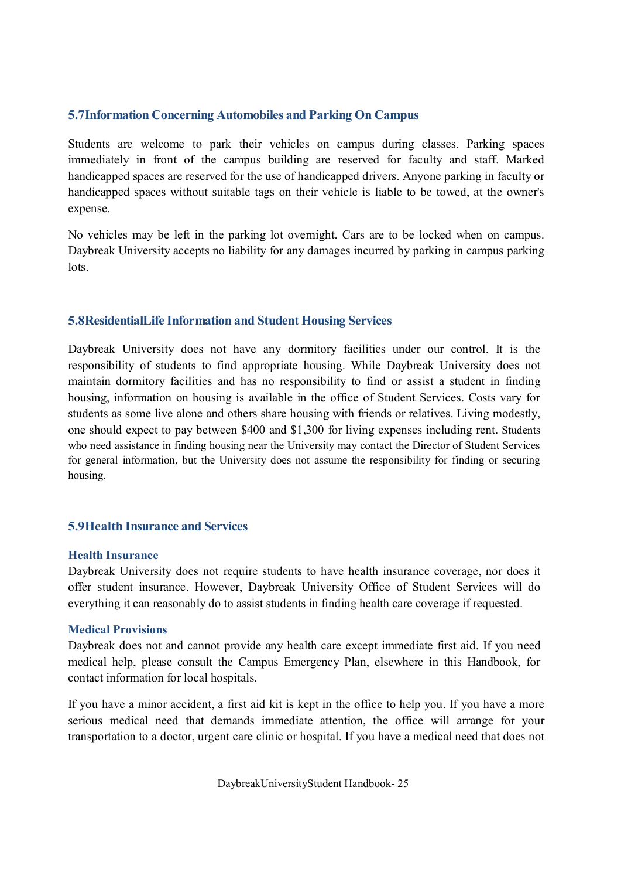## 5.7 Information Concerning Automobiles and Parking On Campus

Students are welcome to park their vehicles on campus during classes. Parking spaces immediately in front of the campus building are reserved for faculty and staff. Marked handicapped spaces are reserved for the use of handicapped drivers. Anyone parking in faculty or handicapped spaces without suitable tags on their vehicle is liable to be towed, at the owner's expense.

No vehicles may be left in the parking lot overnight. Cars are to be locked when on campus. Daybreak University accepts no liability for any damages incurred by parking in campus parking lots.

## 5.8 Residential Life Information and Student Housing Services

Daybreak University does not have any dormitory facilities under our control. It is the responsibility of students to find appropriate housing. While Daybreak University does not maintain dormitory facilities and has no responsibility to find or assist a student in finding housing, information on housing is available in the office of Student Services. Costs vary for students as some live alone and others share housing with friends or relatives. Living modestly, one should expect to pay between $400 and $1,300 for living expenses including rent. Students who need assistance in finding housing near the University may contact the Director of Student Services for general information, but the University does not assume the responsibility for finding or securing housing.

## 5.9 Health Insurance and Services

### Health Insurance

Daybreak University does not require students to have health insurance coverage, nor does it offer student insurance. However, Daybreak University Office of Student Services will do everything it can reasonably do to assist students in finding health care coverage if requested.

### Medical Provisions

Daybreak does not and cannot provide any health care except immediate first aid. If you need medical help, please consult the Campus Emergency Plan, elsewhere in this Handbook, for contact information for local hospitals.

If you have a minor accident, a first aid kit is kept in the office to help you. If you have a more serious medical need that demands immediate attention, the office will arrange for your transportation to a doctor, urgent care clinic or hospital. If you have a medical need that does not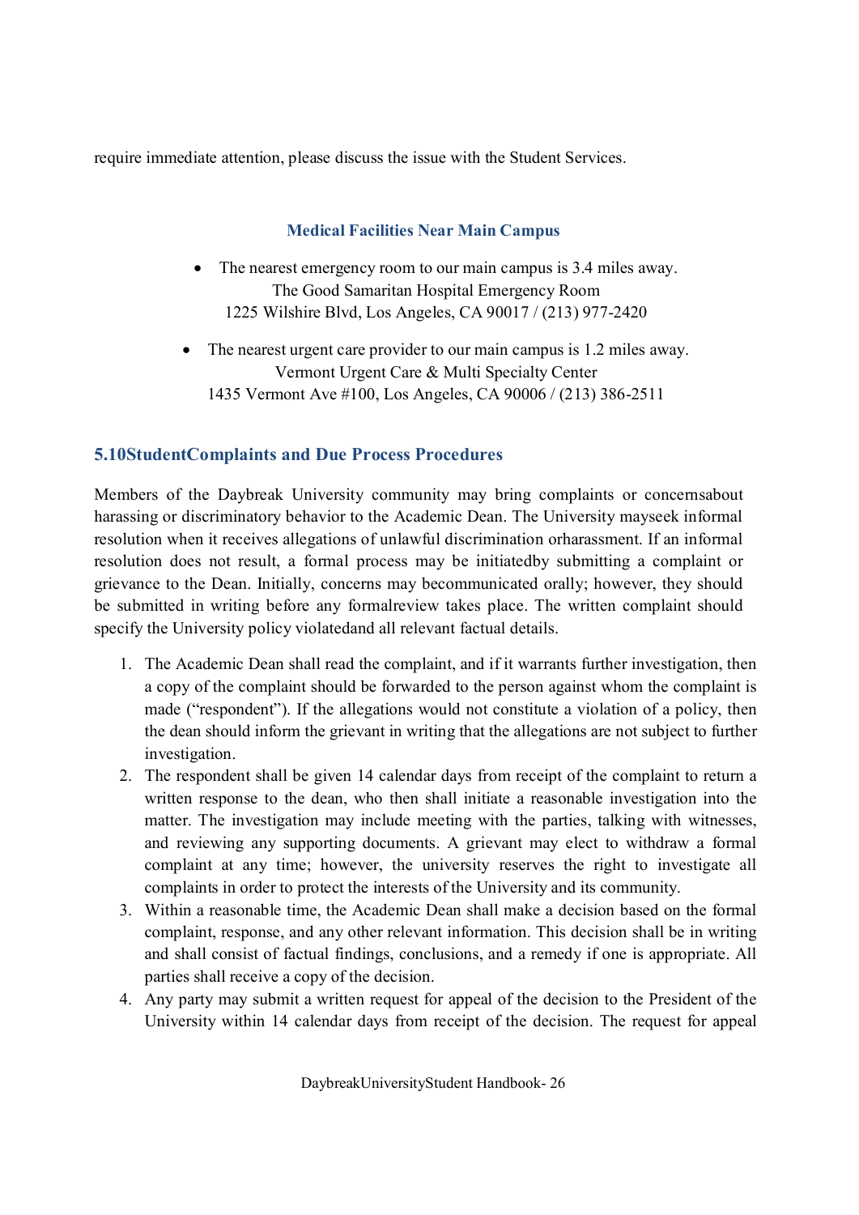require immediate attention, please discuss the issue with the Student Services.

### Medical Facilities Near Main Campus

- The nearest emergency room to our main campus is 3.4 miles away.
  The Good Samaritan Hospital Emergency Room
  1225 Wilshire Blvd, Los Angeles, CA 90017 / (213) 977-2420

- The nearest urgent care provider to our main campus is 1.2 miles away.
  Vermont Urgent Care & Multi Specialty Center
  1435 Vermont Ave #100, Los Angeles, CA 90006 / (213) 386-2511

## 5.10StudentComplaints and Due Process Procedures

Members of the Daybreak University community may bring complaints or concernsabout harassing or discriminatory behavior to the Academic Dean. The University mayseek informal resolution when it receives allegations of unlawful discrimination orharassment. If an informal resolution does not result, a formal process may be initiatedby submitting a complaint or grievance to the Dean. Initially, concerns may becommunicated orally; however, they should be submitted in writing before any formalreview takes place. The written complaint should specify the University policy violatedand all relevant factual details.

1. The Academic Dean shall read the complaint, and if it warrants further investigation, then a copy of the complaint should be forwarded to the person against whom the complaint is made ("respondent"). If the allegations would not constitute a violation of a policy, then the dean should inform the grievant in writing that the allegations are not subject to further investigation.
2. The respondent shall be given 14 calendar days from receipt of the complaint to return a written response to the dean, who then shall initiate a reasonable investigation into the matter. The investigation may include meeting with the parties, talking with witnesses, and reviewing any supporting documents. A grievant may elect to withdraw a formal complaint at any time; however, the university reserves the right to investigate all complaints in order to protect the interests of the University and its community.
3. Within a reasonable time, the Academic Dean shall make a decision based on the formal complaint, response, and any other relevant information. This decision shall be in writing and shall consist of factual findings, conclusions, and a remedy if one is appropriate. All parties shall receive a copy of the decision.
4. Any party may submit a written request for appeal of the decision to the President of the University within 14 calendar days from receipt of the decision. The request for appeal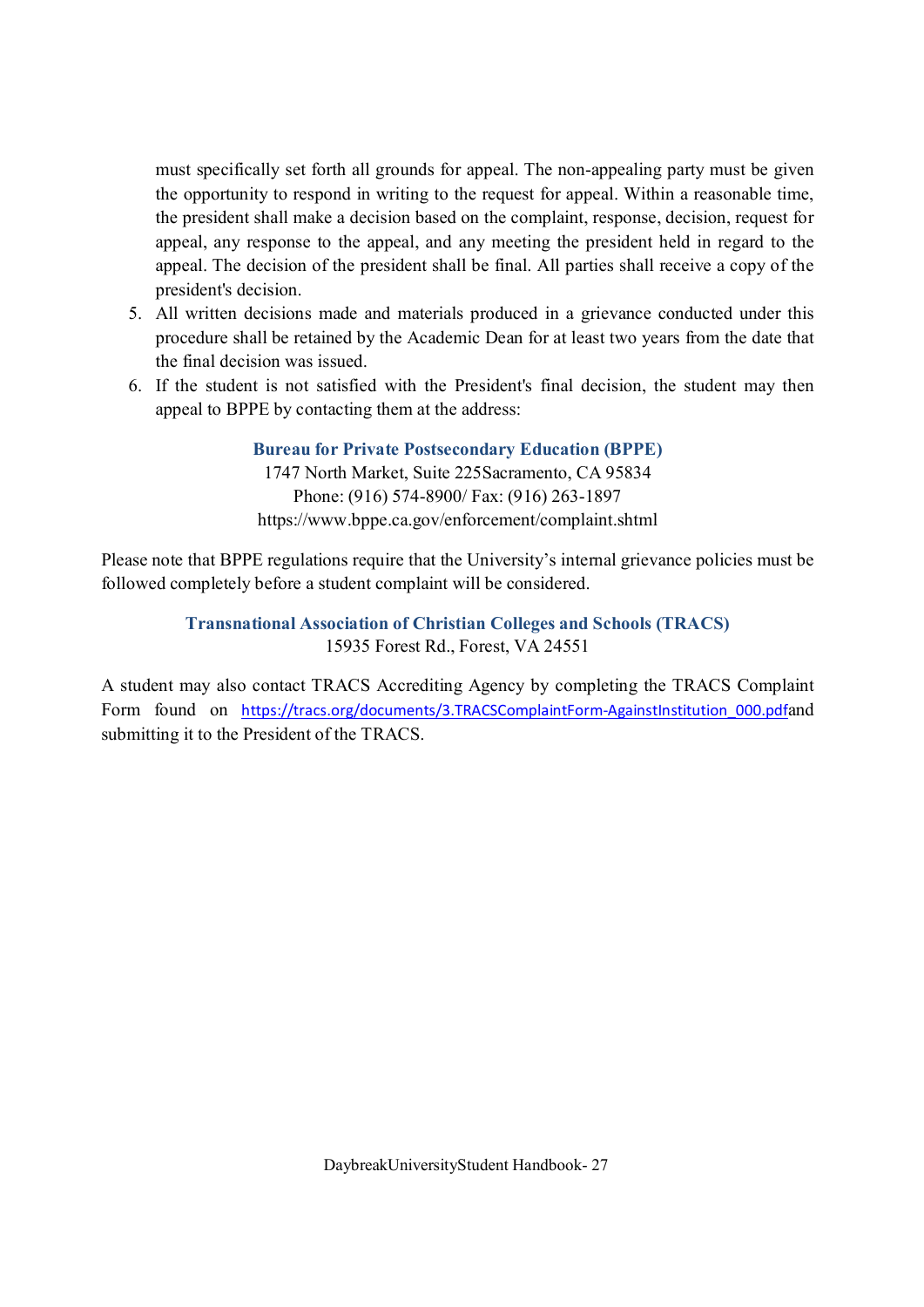must specifically set forth all grounds for appeal. The non-appealing party must be given the opportunity to respond in writing to the request for appeal. Within a reasonable time, the president shall make a decision based on the complaint, response, decision, request for appeal, any response to the appeal, and any meeting the president held in regard to the appeal. The decision of the president shall be final. All parties shall receive a copy of the president's decision.

5. All written decisions made and materials produced in a grievance conducted under this procedure shall be retained by the Academic Dean for at least two years from the date that the final decision was issued.
6. If the student is not satisfied with the President's final decision, the student may then appeal to BPPE by contacting them at the address:

**Bureau for Private Postsecondary Education (BPPE)**
1747 North Market, Suite 225Sacramento, CA 95834
Phone: (916) 574-8900/ Fax: (916) 263-1897
https://www.bppe.ca.gov/enforcement/complaint.shtml

Please note that BPPE regulations require that the University's internal grievance policies must be followed completely before a student complaint will be considered.

**Transnational Association of Christian Colleges and Schools (TRACS)**
15935 Forest Rd., Forest, VA 24551

A student may also contact TRACS Accrediting Agency by completing the TRACS Complaint Form found on https://tracs.org/documents/3.TRACSComplaintForm-AgainstInstitution_000.pdfand submitting it to the President of the TRACS.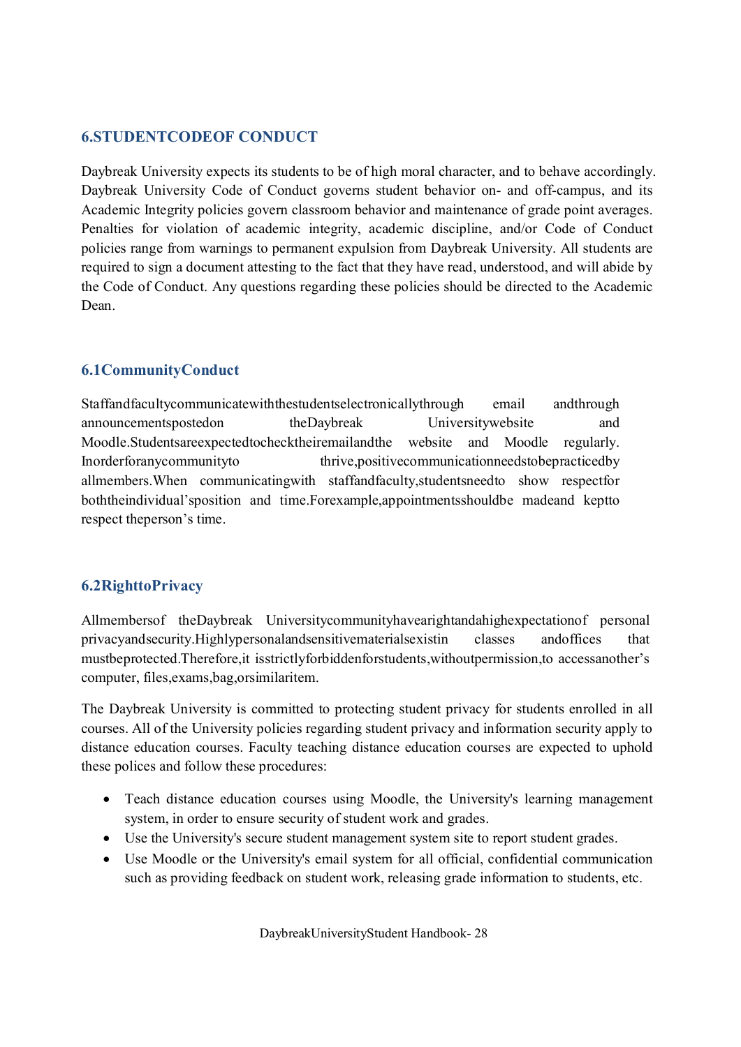## 6.STUDENTCODEOF CONDUCT

Daybreak University expects its students to be of high moral character, and to behave accordingly. Daybreak University Code of Conduct governs student behavior on- and off-campus, and its Academic Integrity policies govern classroom behavior and maintenance of grade point averages. Penalties for violation of academic integrity, academic discipline, and/or Code of Conduct policies range from warnings to permanent expulsion from Daybreak University. All students are required to sign a document attesting to the fact that they have read, understood, and will abide by the Code of Conduct. Any questions regarding these policies should be directed to the Academic Dean.

### 6.1CommunityConduct

Staff and faculty communicate with the students electronically through email and through announcements posted on the Daybreak University website and Moodle. Students are expected to check their email and the website and Moodle regularly. In order for any community to thrive, positive communication needs to be practiced by all members. When communicating with staff and faculty, students need to show respect for both the individual's position and time. For example, appointments should be made and kept to respect the person's time.

### 6.2RighttoPrivacy

All members of the Daybreak University community have a right and a high expectation of personal privacy and security. Highly personal and sensitive materials exist in classes and offices that must be protected. Therefore, it is strictly forbidden for students, without permission, to access another's computer, files, exams, bag, or similar item.

The Daybreak University is committed to protecting student privacy for students enrolled in all courses. All of the University policies regarding student privacy and information security apply to distance education courses. Faculty teaching distance education courses are expected to uphold these polices and follow these procedures:

- Teach distance education courses using Moodle, the University's learning management system, in order to ensure security of student work and grades.
- Use the University's secure student management system site to report student grades.
- Use Moodle or the University's email system for all official, confidential communication such as providing feedback on student work, releasing grade information to students, etc.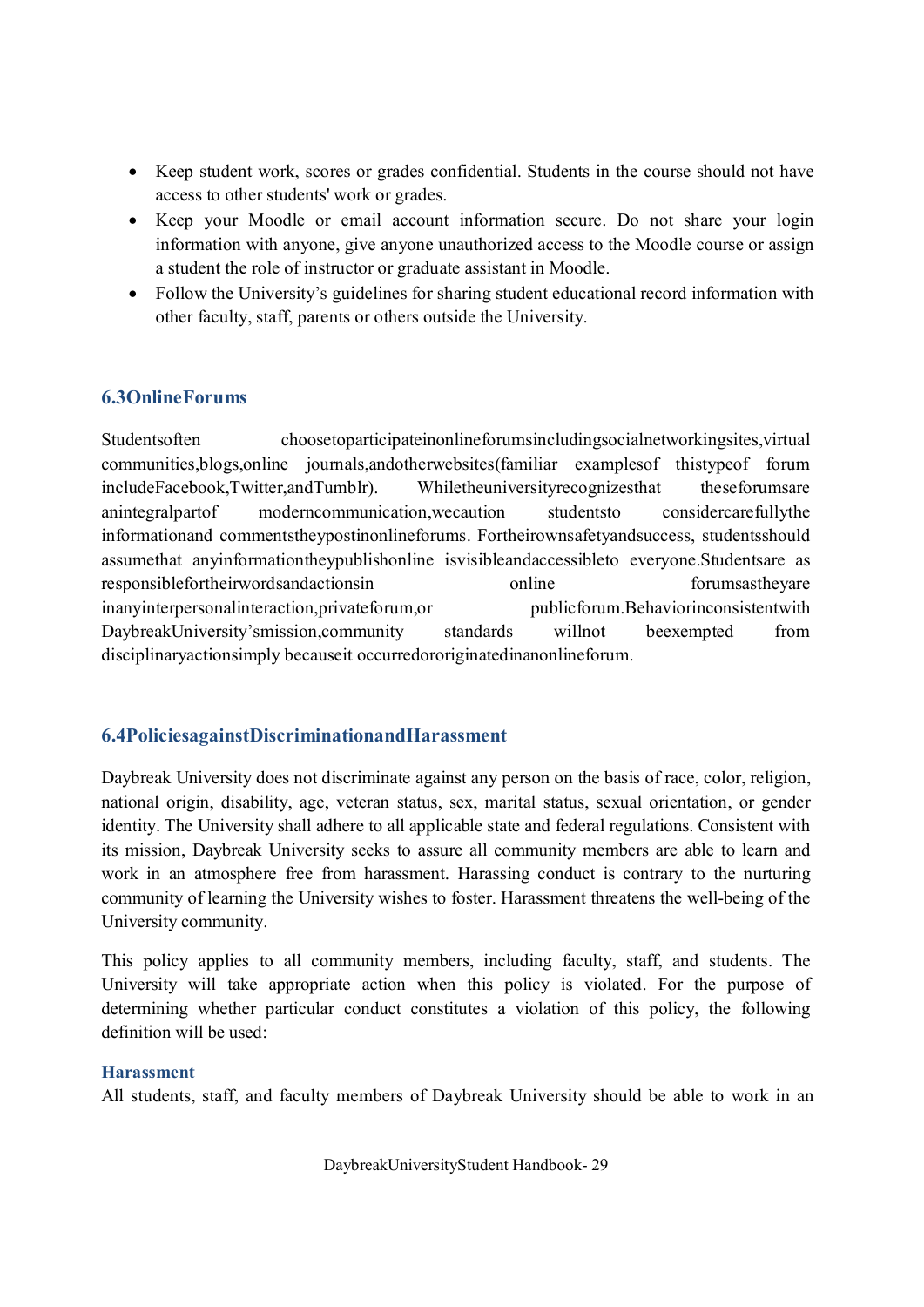- Keep student work, scores or grades confidential. Students in the course should not have access to other students' work or grades.
- Keep your Moodle or email account information secure. Do not share your login information with anyone, give anyone unauthorized access to the Moodle course or assign a student the role of instructor or graduate assistant in Moodle.
- Follow the University's guidelines for sharing student educational record information with other faculty, staff, parents or others outside the University.

### 6.3 Online Forums

Students often choose to participate in online forums including social networking sites, virtual communities, blogs, online journals, and other websites (familiar examples of this type of forum include Facebook, Twitter, and Tumblr). While the university recognizes that these forums are an integral part of modern communication, we caution students to consider carefully the information and comments they post in online forums. For their own safety and success, students should assume that any information they publish online is visible and accessible to everyone. Students are as responsible for their words and actions in online forums as they are in any interpersonal interaction, private forum, or public forum. Behavior inconsistent with Daybreak University's mission, community standards will not be exempted from disciplinary action simply because it occurred or originated in an online forum.

### 6.4 Policies against Discrimination and Harassment

Daybreak University does not discriminate against any person on the basis of race, color, religion, national origin, disability, age, veteran status, sex, marital status, sexual orientation, or gender identity. The University shall adhere to all applicable state and federal regulations. Consistent with its mission, Daybreak University seeks to assure all community members are able to learn and work in an atmosphere free from harassment. Harassing conduct is contrary to the nurturing community of learning the University wishes to foster. Harassment threatens the well-being of the University community.

This policy applies to all community members, including faculty, staff, and students. The University will take appropriate action when this policy is violated. For the purpose of determining whether particular conduct constitutes a violation of this policy, the following definition will be used:

#### Harassment

All students, staff, and faculty members of Daybreak University should be able to work in an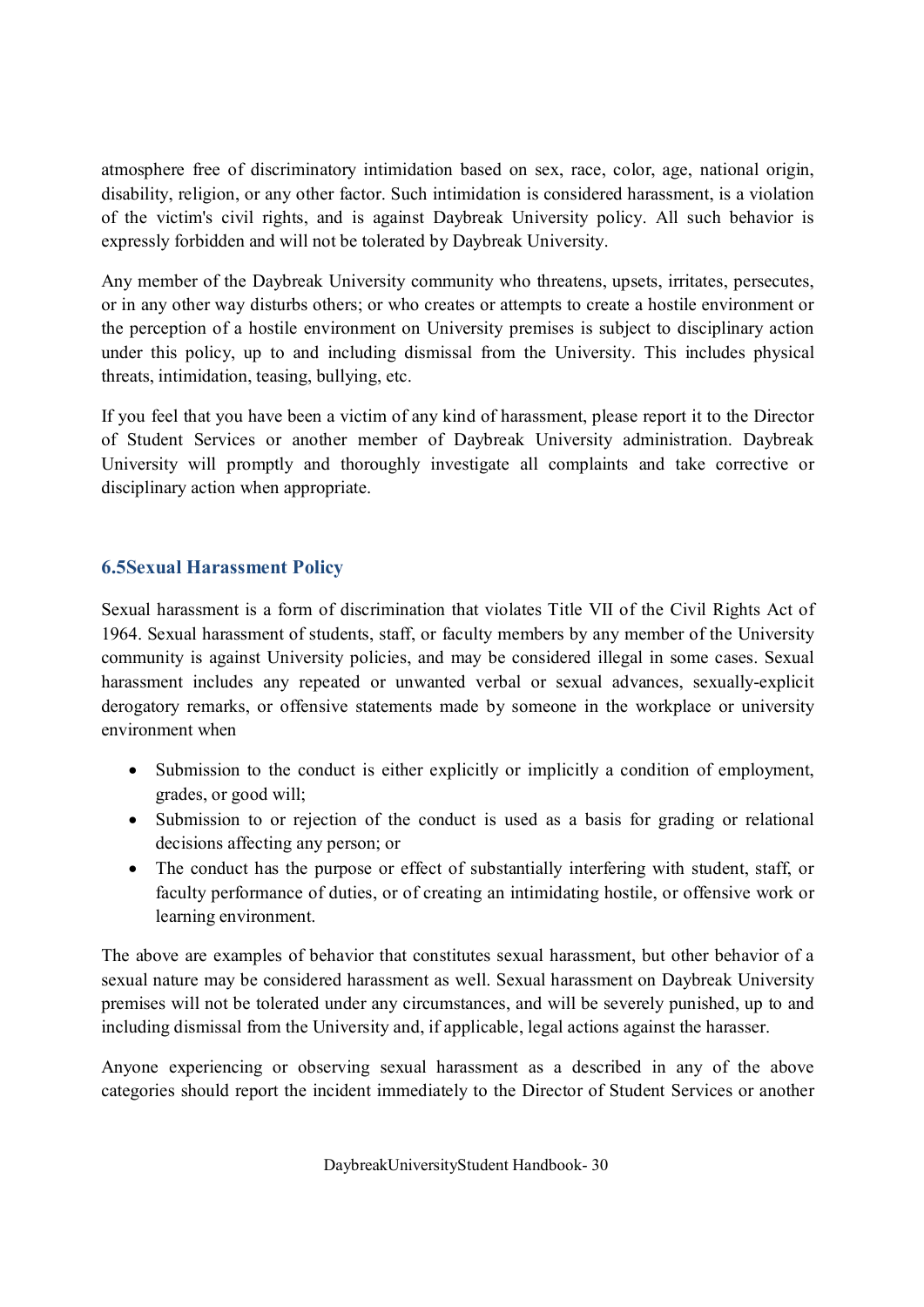atmosphere free of discriminatory intimidation based on sex, race, color, age, national origin, disability, religion, or any other factor. Such intimidation is considered harassment, is a violation of the victim's civil rights, and is against Daybreak University policy. All such behavior is expressly forbidden and will not be tolerated by Daybreak University.

Any member of the Daybreak University community who threatens, upsets, irritates, persecutes, or in any other way disturbs others; or who creates or attempts to create a hostile environment or the perception of a hostile environment on University premises is subject to disciplinary action under this policy, up to and including dismissal from the University. This includes physical threats, intimidation, teasing, bullying, etc.

If you feel that you have been a victim of any kind of harassment, please report it to the Director of Student Services or another member of Daybreak University administration. Daybreak University will promptly and thoroughly investigate all complaints and take corrective or disciplinary action when appropriate.

### 6.5Sexual Harassment Policy

Sexual harassment is a form of discrimination that violates Title VII of the Civil Rights Act of 1964. Sexual harassment of students, staff, or faculty members by any member of the University community is against University policies, and may be considered illegal in some cases. Sexual harassment includes any repeated or unwanted verbal or sexual advances, sexually-explicit derogatory remarks, or offensive statements made by someone in the workplace or university environment when

- Submission to the conduct is either explicitly or implicitly a condition of employment, grades, or good will;
- Submission to or rejection of the conduct is used as a basis for grading or relational decisions affecting any person; or
- The conduct has the purpose or effect of substantially interfering with student, staff, or faculty performance of duties, or of creating an intimidating hostile, or offensive work or learning environment.

The above are examples of behavior that constitutes sexual harassment, but other behavior of a sexual nature may be considered harassment as well. Sexual harassment on Daybreak University premises will not be tolerated under any circumstances, and will be severely punished, up to and including dismissal from the University and, if applicable, legal actions against the harasser.

Anyone experiencing or observing sexual harassment as a described in any of the above categories should report the incident immediately to the Director of Student Services or another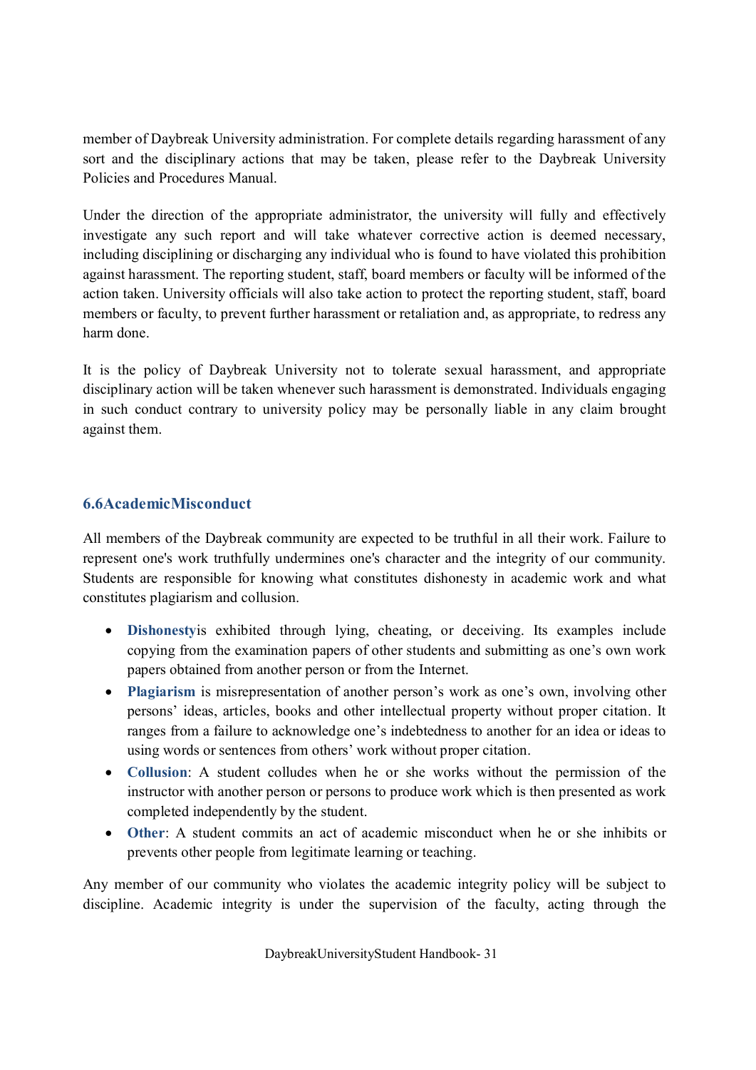member of Daybreak University administration. For complete details regarding harassment of any sort and the disciplinary actions that may be taken, please refer to the Daybreak University Policies and Procedures Manual.

Under the direction of the appropriate administrator, the university will fully and effectively investigate any such report and will take whatever corrective action is deemed necessary, including disciplining or discharging any individual who is found to have violated this prohibition against harassment. The reporting student, staff, board members or faculty will be informed of the action taken. University officials will also take action to protect the reporting student, staff, board members or faculty, to prevent further harassment or retaliation and, as appropriate, to redress any harm done.

It is the policy of Daybreak University not to tolerate sexual harassment, and appropriate disciplinary action will be taken whenever such harassment is demonstrated. Individuals engaging in such conduct contrary to university policy may be personally liable in any claim brought against them.

### 6.6 Academic Misconduct

All members of the Daybreak community are expected to be truthful in all their work. Failure to represent one's work truthfully undermines one's character and the integrity of our community. Students are responsible for knowing what constitutes dishonesty in academic work and what constitutes plagiarism and collusion.

- **Dishonesty** is exhibited through lying, cheating, or deceiving. Its examples include copying from the examination papers of other students and submitting as one's own work papers obtained from another person or from the Internet.
- **Plagiarism** is misrepresentation of another person's work as one's own, involving other persons' ideas, articles, books and other intellectual property without proper citation. It ranges from a failure to acknowledge one's indebtedness to another for an idea or ideas to using words or sentences from others' work without proper citation.
- **Collusion**: A student colludes when he or she works without the permission of the instructor with another person or persons to produce work which is then presented as work completed independently by the student.
- **Other**: A student commits an act of academic misconduct when he or she inhibits or prevents other people from legitimate learning or teaching.

Any member of our community who violates the academic integrity policy will be subject to discipline. Academic integrity is under the supervision of the faculty, acting through the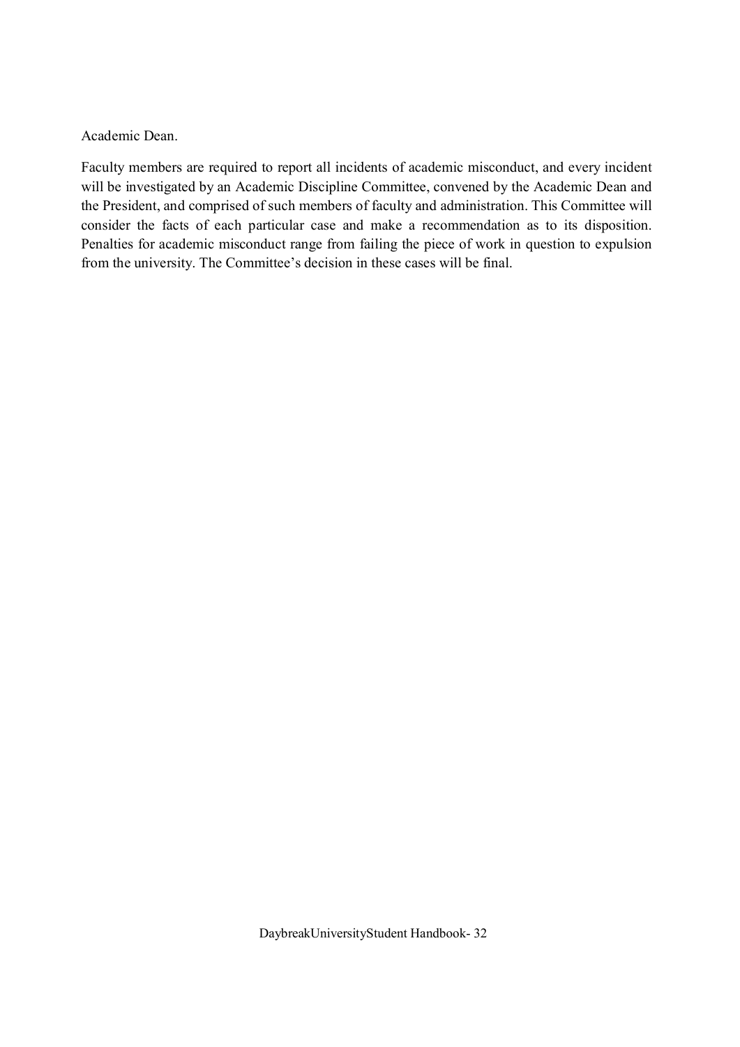Academic Dean.

Faculty members are required to report all incidents of academic misconduct, and every incident will be investigated by an Academic Discipline Committee, convened by the Academic Dean and the President, and comprised of such members of faculty and administration. This Committee will consider the facts of each particular case and make a recommendation as to its disposition. Penalties for academic misconduct range from failing the piece of work in question to expulsion from the university. The Committee's decision in these cases will be final.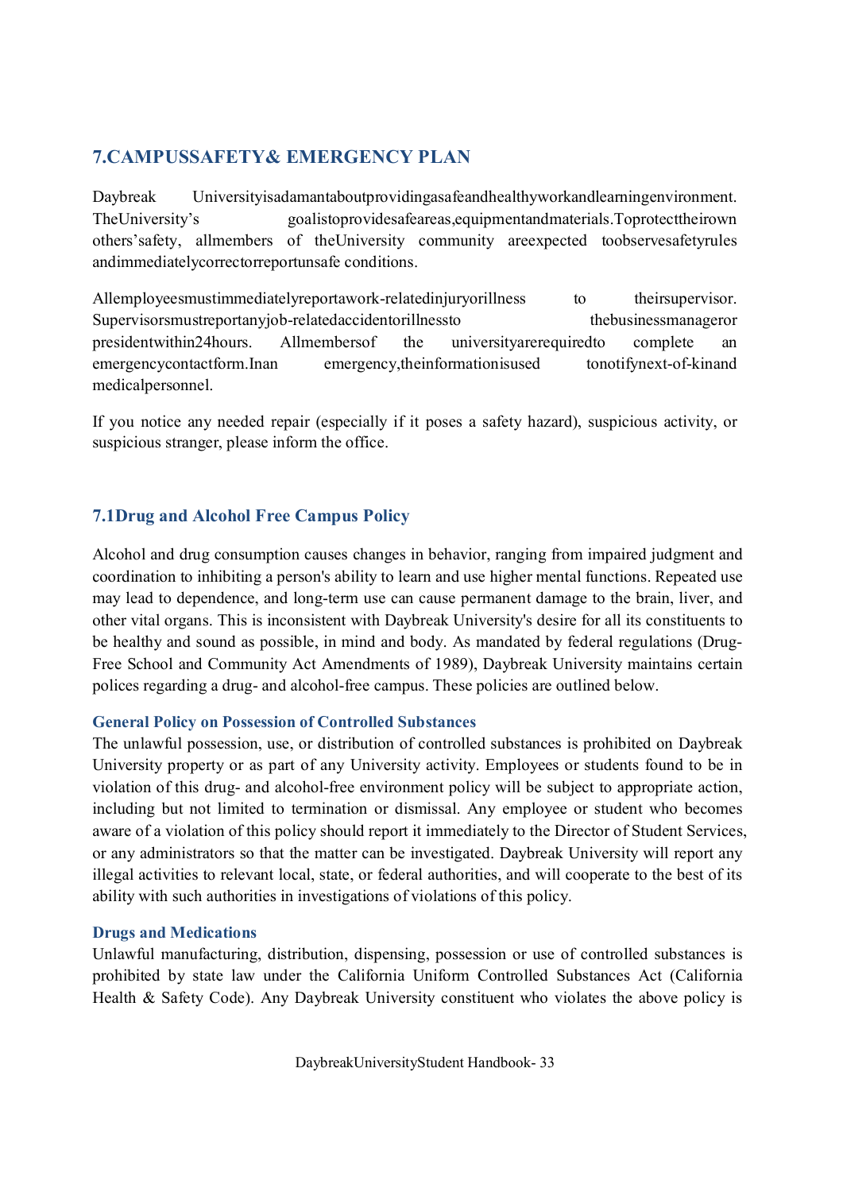## 7. CAMPUS SAFETY & EMERGENCY PLAN

Daybreak University is adamant about providing a safe and healthy work and learning environment. The University's goal is to provide safe areas, equipment and materials. To protect their own others' safety, all members of the University community are expected to observe safety rules and immediately correct or report unsafe conditions.

All employees must immediately report a work-related injury or illness to their supervisor. Supervisors must report any job-related accident or illness to the business manager or president within 24 hours. All members of the university are required to complete an emergency contact form. In an emergency, the information is used to notify next-of-kin and medical personnel.

If you notice any needed repair (especially if it poses a safety hazard), suspicious activity, or suspicious stranger, please inform the office.

### 7.1 Drug and Alcohol Free Campus Policy

Alcohol and drug consumption causes changes in behavior, ranging from impaired judgment and coordination to inhibiting a person's ability to learn and use higher mental functions. Repeated use may lead to dependence, and long-term use can cause permanent damage to the brain, liver, and other vital organs. This is inconsistent with Daybreak University's desire for all its constituents to be healthy and sound as possible, in mind and body. As mandated by federal regulations (Drug-Free School and Community Act Amendments of 1989), Daybreak University maintains certain polices regarding a drug- and alcohol-free campus. These policies are outlined below.

#### General Policy on Possession of Controlled Substances

The unlawful possession, use, or distribution of controlled substances is prohibited on Daybreak University property or as part of any University activity. Employees or students found to be in violation of this drug- and alcohol-free environment policy will be subject to appropriate action, including but not limited to termination or dismissal. Any employee or student who becomes aware of a violation of this policy should report it immediately to the Director of Student Services, or any administrators so that the matter can be investigated. Daybreak University will report any illegal activities to relevant local, state, or federal authorities, and will cooperate to the best of its ability with such authorities in investigations of violations of this policy.

#### Drugs and Medications

Unlawful manufacturing, distribution, dispensing, possession or use of controlled substances is prohibited by state law under the California Uniform Controlled Substances Act (California Health & Safety Code). Any Daybreak University constituent who violates the above policy is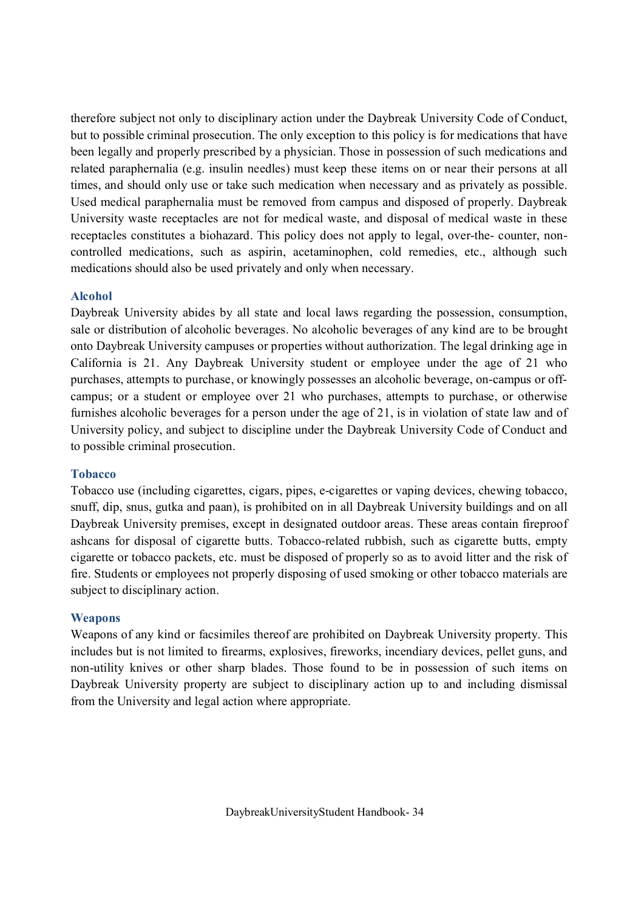therefore subject not only to disciplinary action under the Daybreak University Code of Conduct, but to possible criminal prosecution. The only exception to this policy is for medications that have been legally and properly prescribed by a physician. Those in possession of such medications and related paraphernalia (e.g. insulin needles) must keep these items on or near their persons at all times, and should only use or take such medication when necessary and as privately as possible. Used medical paraphernalia must be removed from campus and disposed of properly. Daybreak University waste receptacles are not for medical waste, and disposal of medical waste in these receptacles constitutes a biohazard. This policy does not apply to legal, over-the- counter, non-controlled medications, such as aspirin, acetaminophen, cold remedies, etc., although such medications should also be used privately and only when necessary.

### Alcohol

Daybreak University abides by all state and local laws regarding the possession, consumption, sale or distribution of alcoholic beverages. No alcoholic beverages of any kind are to be brought onto Daybreak University campuses or properties without authorization. The legal drinking age in California is 21. Any Daybreak University student or employee under the age of 21 who purchases, attempts to purchase, or knowingly possesses an alcoholic beverage, on-campus or off-campus; or a student or employee over 21 who purchases, attempts to purchase, or otherwise furnishes alcoholic beverages for a person under the age of 21, is in violation of state law and of University policy, and subject to discipline under the Daybreak University Code of Conduct and to possible criminal prosecution.

### Tobacco

Tobacco use (including cigarettes, cigars, pipes, e-cigarettes or vaping devices, chewing tobacco, snuff, dip, snus, gutka and paan), is prohibited on in all Daybreak University buildings and on all Daybreak University premises, except in designated outdoor areas. These areas contain fireproof ashcans for disposal of cigarette butts. Tobacco-related rubbish, such as cigarette butts, empty cigarette or tobacco packets, etc. must be disposed of properly so as to avoid litter and the risk of fire. Students or employees not properly disposing of used smoking or other tobacco materials are subject to disciplinary action.

### Weapons

Weapons of any kind or facsimiles thereof are prohibited on Daybreak University property. This includes but is not limited to firearms, explosives, fireworks, incendiary devices, pellet guns, and non-utility knives or other sharp blades. Those found to be in possession of such items on Daybreak University property are subject to disciplinary action up to and including dismissal from the University and legal action where appropriate.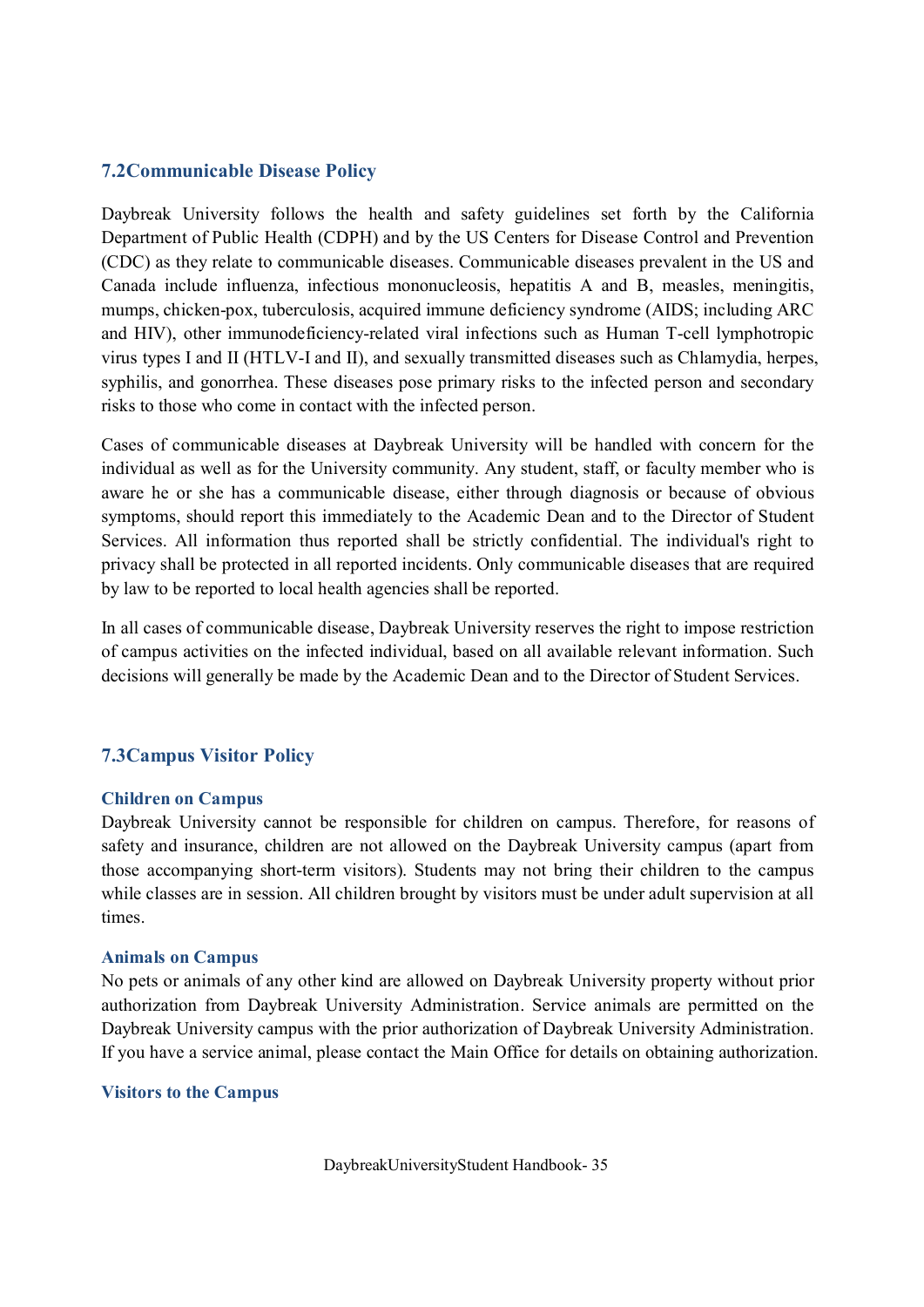## 7.2Communicable Disease Policy

Daybreak University follows the health and safety guidelines set forth by the California Department of Public Health (CDPH) and by the US Centers for Disease Control and Prevention (CDC) as they relate to communicable diseases. Communicable diseases prevalent in the US and Canada include influenza, infectious mononucleosis, hepatitis A and B, measles, meningitis, mumps, chicken-pox, tuberculosis, acquired immune deficiency syndrome (AIDS; including ARC and HIV), other immunodeficiency-related viral infections such as Human T-cell lymphotropic virus types I and II (HTLV-I and II), and sexually transmitted diseases such as Chlamydia, herpes, syphilis, and gonorrhea. These diseases pose primary risks to the infected person and secondary risks to those who come in contact with the infected person.

Cases of communicable diseases at Daybreak University will be handled with concern for the individual as well as for the University community. Any student, staff, or faculty member who is aware he or she has a communicable disease, either through diagnosis or because of obvious symptoms, should report this immediately to the Academic Dean and to the Director of Student Services. All information thus reported shall be strictly confidential. The individual's right to privacy shall be protected in all reported incidents. Only communicable diseases that are required by law to be reported to local health agencies shall be reported.

In all cases of communicable disease, Daybreak University reserves the right to impose restriction of campus activities on the infected individual, based on all available relevant information. Such decisions will generally be made by the Academic Dean and to the Director of Student Services.

## 7.3Campus Visitor Policy

### Children on Campus

Daybreak University cannot be responsible for children on campus. Therefore, for reasons of safety and insurance, children are not allowed on the Daybreak University campus (apart from those accompanying short-term visitors). Students may not bring their children to the campus while classes are in session. All children brought by visitors must be under adult supervision at all times.

### Animals on Campus

No pets or animals of any other kind are allowed on Daybreak University property without prior authorization from Daybreak University Administration. Service animals are permitted on the Daybreak University campus with the prior authorization of Daybreak University Administration. If you have a service animal, please contact the Main Office for details on obtaining authorization.

### Visitors to the Campus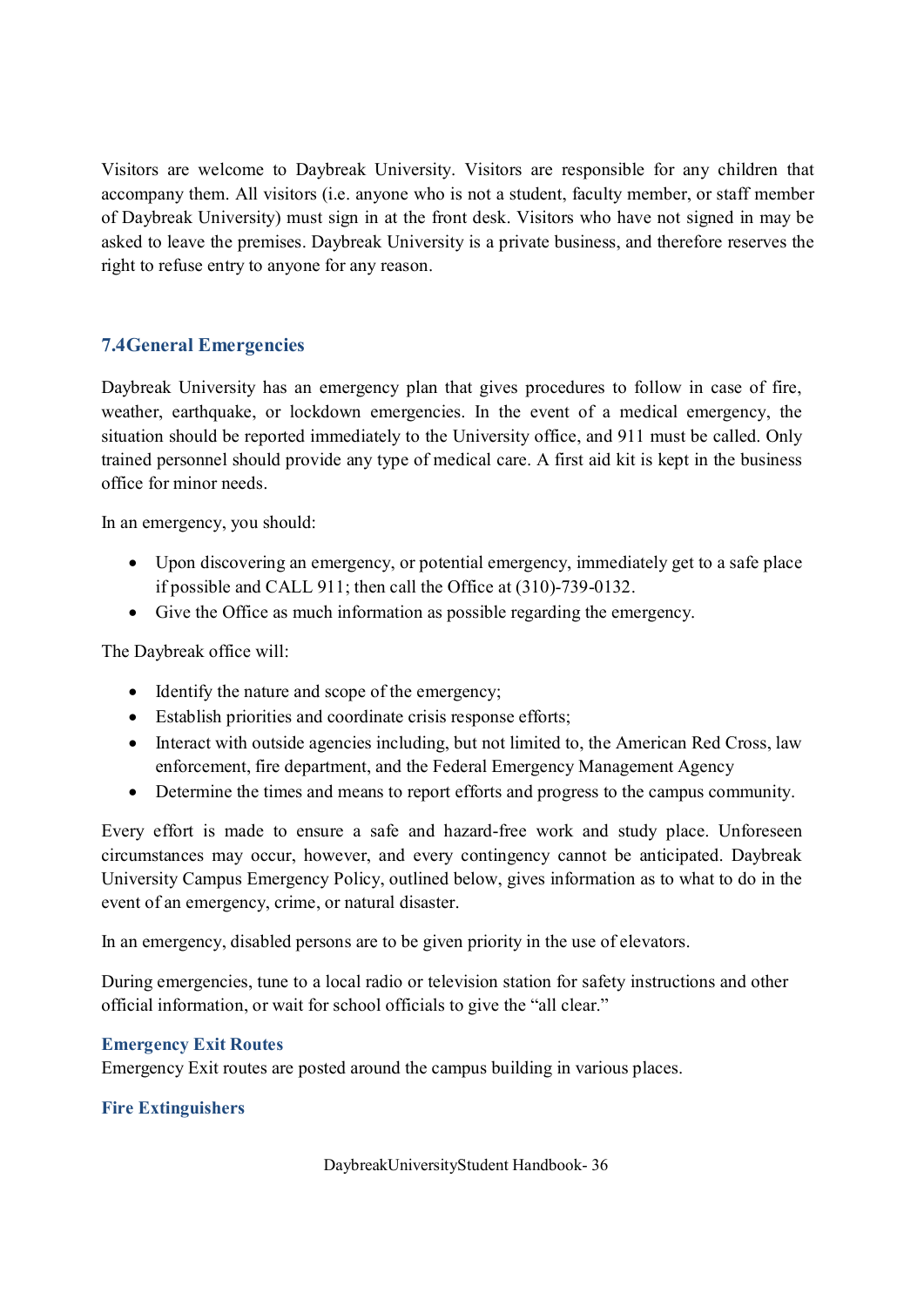Visitors are welcome to Daybreak University. Visitors are responsible for any children that accompany them. All visitors (i.e. anyone who is not a student, faculty member, or staff member of Daybreak University) must sign in at the front desk. Visitors who have not signed in may be asked to leave the premises. Daybreak University is a private business, and therefore reserves the right to refuse entry to anyone for any reason.

## 7.4General Emergencies

Daybreak University has an emergency plan that gives procedures to follow in case of fire, weather, earthquake, or lockdown emergencies. In the event of a medical emergency, the situation should be reported immediately to the University office, and 911 must be called. Only trained personnel should provide any type of medical care. A first aid kit is kept in the business office for minor needs.

In an emergency, you should:

- Upon discovering an emergency, or potential emergency, immediately get to a safe place if possible and CALL 911; then call the Office at (310)-739-0132.
- Give the Office as much information as possible regarding the emergency.

The Daybreak office will:

- Identify the nature and scope of the emergency;
- Establish priorities and coordinate crisis response efforts;
- Interact with outside agencies including, but not limited to, the American Red Cross, law enforcement, fire department, and the Federal Emergency Management Agency
- Determine the times and means to report efforts and progress to the campus community.

Every effort is made to ensure a safe and hazard-free work and study place. Unforeseen circumstances may occur, however, and every contingency cannot be anticipated. Daybreak University Campus Emergency Policy, outlined below, gives information as to what to do in the event of an emergency, crime, or natural disaster.

In an emergency, disabled persons are to be given priority in the use of elevators.

During emergencies, tune to a local radio or television station for safety instructions and other official information, or wait for school officials to give the "all clear."

### Emergency Exit Routes

Emergency Exit routes are posted around the campus building in various places.

### Fire Extinguishers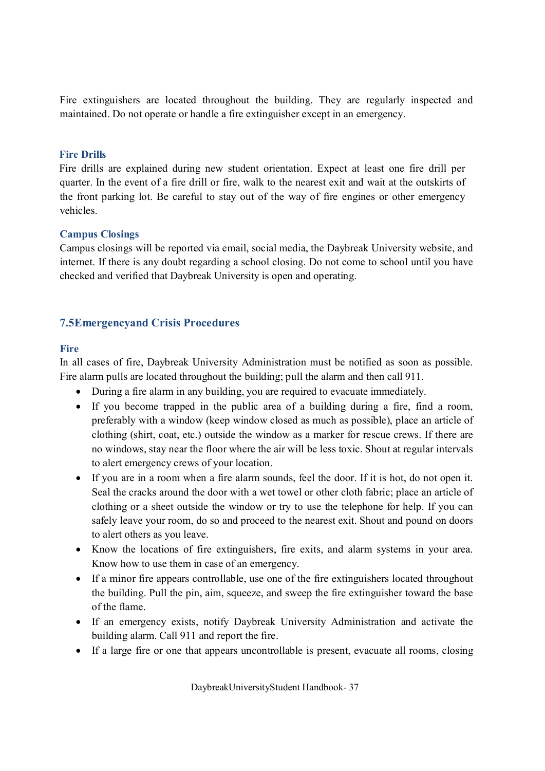Fire extinguishers are located throughout the building. They are regularly inspected and maintained. Do not operate or handle a fire extinguisher except in an emergency.

### Fire Drills

Fire drills are explained during new student orientation. Expect at least one fire drill per quarter. In the event of a fire drill or fire, walk to the nearest exit and wait at the outskirts of the front parking lot. Be careful to stay out of the way of fire engines or other emergency vehicles.

### Campus Closings

Campus closings will be reported via email, social media, the Daybreak University website, and internet. If there is any doubt regarding a school closing. Do not come to school until you have checked and verified that Daybreak University is open and operating.

## 7.5Emergencyand Crisis Procedures

### Fire

In all cases of fire, Daybreak University Administration must be notified as soon as possible. Fire alarm pulls are located throughout the building; pull the alarm and then call 911.

- During a fire alarm in any building, you are required to evacuate immediately.
- If you become trapped in the public area of a building during a fire, find a room, preferably with a window (keep window closed as much as possible), place an article of clothing (shirt, coat, etc.) outside the window as a marker for rescue crews. If there are no windows, stay near the floor where the air will be less toxic. Shout at regular intervals to alert emergency crews of your location.
- If you are in a room when a fire alarm sounds, feel the door. If it is hot, do not open it. Seal the cracks around the door with a wet towel or other cloth fabric; place an article of clothing or a sheet outside the window or try to use the telephone for help. If you can safely leave your room, do so and proceed to the nearest exit. Shout and pound on doors to alert others as you leave.
- Know the locations of fire extinguishers, fire exits, and alarm systems in your area. Know how to use them in case of an emergency.
- If a minor fire appears controllable, use one of the fire extinguishers located throughout the building. Pull the pin, aim, squeeze, and sweep the fire extinguisher toward the base of the flame.
- If an emergency exists, notify Daybreak University Administration and activate the building alarm. Call 911 and report the fire.
- If a large fire or one that appears uncontrollable is present, evacuate all rooms, closing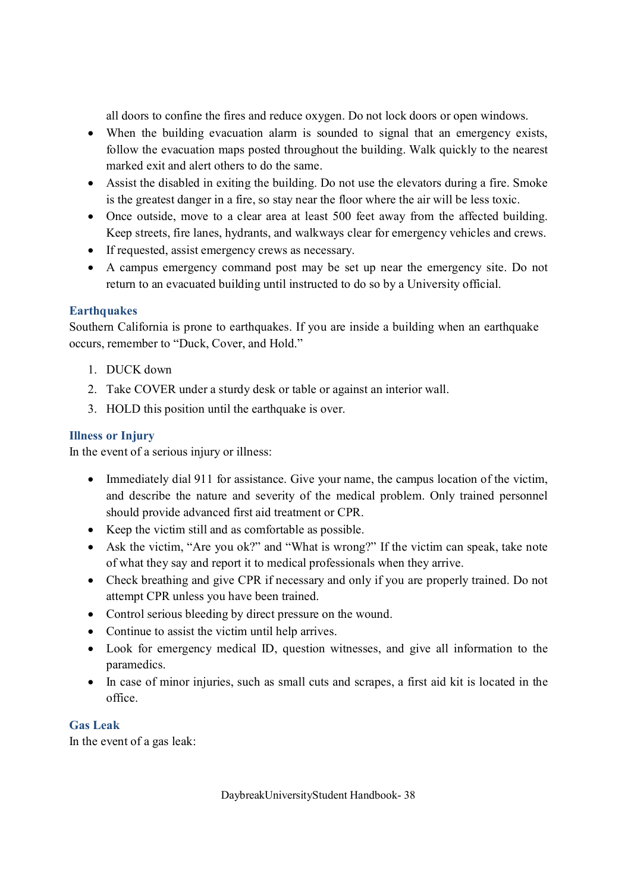all doors to confine the fires and reduce oxygen. Do not lock doors or open windows.

- When the building evacuation alarm is sounded to signal that an emergency exists, follow the evacuation maps posted throughout the building. Walk quickly to the nearest marked exit and alert others to do the same.
- Assist the disabled in exiting the building. Do not use the elevators during a fire. Smoke is the greatest danger in a fire, so stay near the floor where the air will be less toxic.
- Once outside, move to a clear area at least 500 feet away from the affected building. Keep streets, fire lanes, hydrants, and walkways clear for emergency vehicles and crews.
- If requested, assist emergency crews as necessary.
- A campus emergency command post may be set up near the emergency site. Do not return to an evacuated building until instructed to do so by a University official.

### Earthquakes

Southern California is prone to earthquakes. If you are inside a building when an earthquake occurs, remember to "Duck, Cover, and Hold."

1. DUCK down
2. Take COVER under a sturdy desk or table or against an interior wall.
3. HOLD this position until the earthquake is over.

### Illness or Injury

In the event of a serious injury or illness:

- Immediately dial 911 for assistance. Give your name, the campus location of the victim, and describe the nature and severity of the medical problem. Only trained personnel should provide advanced first aid treatment or CPR.
- Keep the victim still and as comfortable as possible.
- Ask the victim, "Are you ok?" and "What is wrong?" If the victim can speak, take note of what they say and report it to medical professionals when they arrive.
- Check breathing and give CPR if necessary and only if you are properly trained. Do not attempt CPR unless you have been trained.
- Control serious bleeding by direct pressure on the wound.
- Continue to assist the victim until help arrives.
- Look for emergency medical ID, question witnesses, and give all information to the paramedics.
- In case of minor injuries, such as small cuts and scrapes, a first aid kit is located in the office.

### Gas Leak

In the event of a gas leak: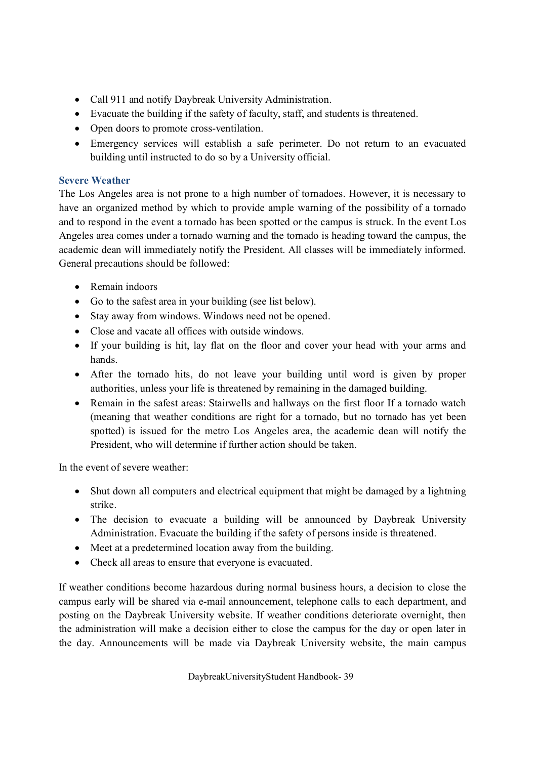- Call 911 and notify Daybreak University Administration.
- Evacuate the building if the safety of faculty, staff, and students is threatened.
- Open doors to promote cross-ventilation.
- Emergency services will establish a safe perimeter. Do not return to an evacuated building until instructed to do so by a University official.

## Severe Weather

The Los Angeles area is not prone to a high number of tornadoes. However, it is necessary to have an organized method by which to provide ample warning of the possibility of a tornado and to respond in the event a tornado has been spotted or the campus is struck. In the event Los Angeles area comes under a tornado warning and the tornado is heading toward the campus, the academic dean will immediately notify the President. All classes will be immediately informed. General precautions should be followed:

- Remain indoors
- Go to the safest area in your building (see list below).
- Stay away from windows. Windows need not be opened.
- Close and vacate all offices with outside windows.
- If your building is hit, lay flat on the floor and cover your head with your arms and hands.
- After the tornado hits, do not leave your building until word is given by proper authorities, unless your life is threatened by remaining in the damaged building.
- Remain in the safest areas: Stairwells and hallways on the first floor If a tornado watch (meaning that weather conditions are right for a tornado, but no tornado has yet been spotted) is issued for the metro Los Angeles area, the academic dean will notify the President, who will determine if further action should be taken.

In the event of severe weather:

- Shut down all computers and electrical equipment that might be damaged by a lightning strike.
- The decision to evacuate a building will be announced by Daybreak University Administration. Evacuate the building if the safety of persons inside is threatened.
- Meet at a predetermined location away from the building.
- Check all areas to ensure that everyone is evacuated.

If weather conditions become hazardous during normal business hours, a decision to close the campus early will be shared via e-mail announcement, telephone calls to each department, and posting on the Daybreak University website. If weather conditions deteriorate overnight, then the administration will make a decision either to close the campus for the day or open later in the day. Announcements will be made via Daybreak University website, the main campus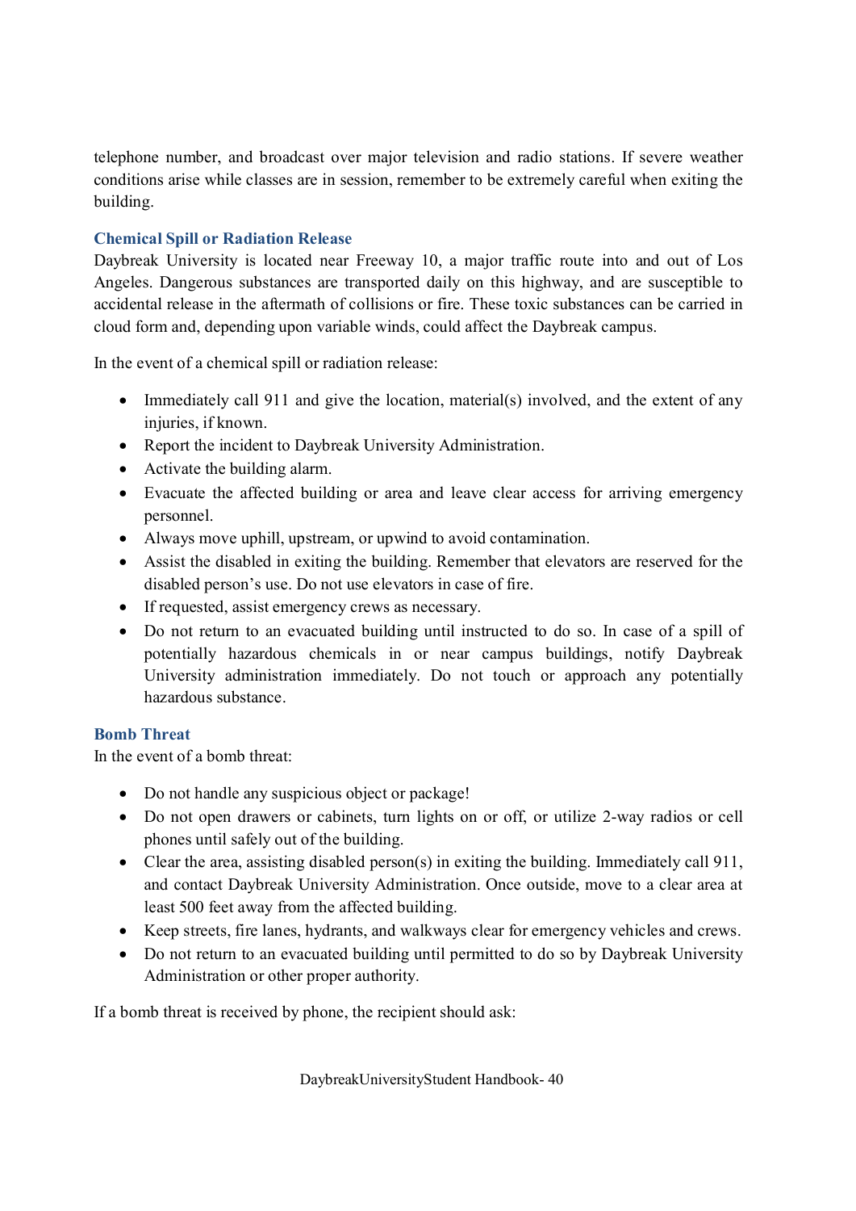telephone number, and broadcast over major television and radio stations. If severe weather conditions arise while classes are in session, remember to be extremely careful when exiting the building.

### Chemical Spill or Radiation Release

Daybreak University is located near Freeway 10, a major traffic route into and out of Los Angeles. Dangerous substances are transported daily on this highway, and are susceptible to accidental release in the aftermath of collisions or fire. These toxic substances can be carried in cloud form and, depending upon variable winds, could affect the Daybreak campus.

In the event of a chemical spill or radiation release:

- Immediately call 911 and give the location, material(s) involved, and the extent of any injuries, if known.
- Report the incident to Daybreak University Administration.
- Activate the building alarm.
- Evacuate the affected building or area and leave clear access for arriving emergency personnel.
- Always move uphill, upstream, or upwind to avoid contamination.
- Assist the disabled in exiting the building. Remember that elevators are reserved for the disabled person's use. Do not use elevators in case of fire.
- If requested, assist emergency crews as necessary.
- Do not return to an evacuated building until instructed to do so. In case of a spill of potentially hazardous chemicals in or near campus buildings, notify Daybreak University administration immediately. Do not touch or approach any potentially hazardous substance.

### Bomb Threat

In the event of a bomb threat:

- Do not handle any suspicious object or package!
- Do not open drawers or cabinets, turn lights on or off, or utilize 2-way radios or cell phones until safely out of the building.
- Clear the area, assisting disabled person(s) in exiting the building. Immediately call 911, and contact Daybreak University Administration. Once outside, move to a clear area at least 500 feet away from the affected building.
- Keep streets, fire lanes, hydrants, and walkways clear for emergency vehicles and crews.
- Do not return to an evacuated building until permitted to do so by Daybreak University Administration or other proper authority.

If a bomb threat is received by phone, the recipient should ask: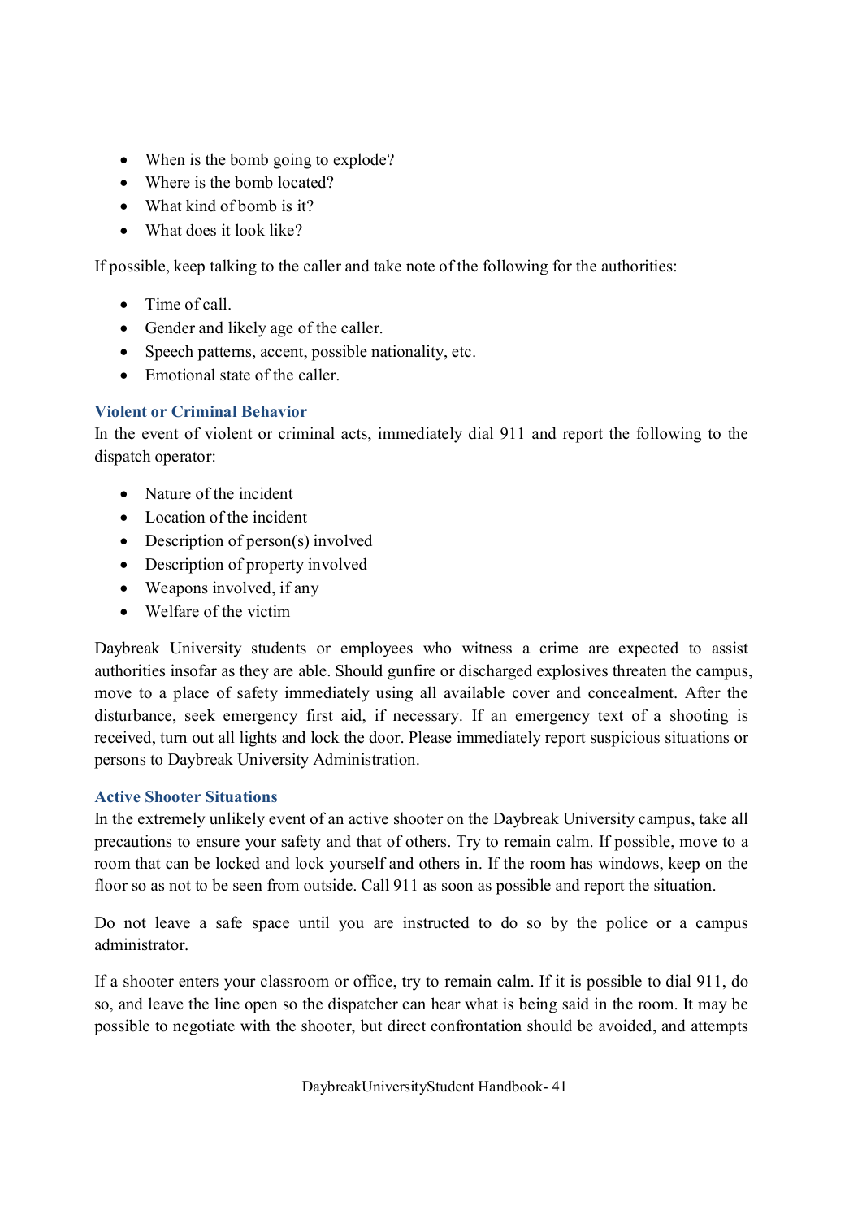- When is the bomb going to explode?
- Where is the bomb located?
- What kind of bomb is it?
- What does it look like?

If possible, keep talking to the caller and take note of the following for the authorities:

- Time of call.
- Gender and likely age of the caller.
- Speech patterns, accent, possible nationality, etc.
- Emotional state of the caller.

### Violent or Criminal Behavior

In the event of violent or criminal acts, immediately dial 911 and report the following to the dispatch operator:

- Nature of the incident
- Location of the incident
- Description of person(s) involved
- Description of property involved
- Weapons involved, if any
- Welfare of the victim

Daybreak University students or employees who witness a crime are expected to assist authorities insofar as they are able. Should gunfire or discharged explosives threaten the campus, move to a place of safety immediately using all available cover and concealment. After the disturbance, seek emergency first aid, if necessary. If an emergency text of a shooting is received, turn out all lights and lock the door. Please immediately report suspicious situations or persons to Daybreak University Administration.

### Active Shooter Situations

In the extremely unlikely event of an active shooter on the Daybreak University campus, take all precautions to ensure your safety and that of others. Try to remain calm. If possible, move to a room that can be locked and lock yourself and others in. If the room has windows, keep on the floor so as not to be seen from outside. Call 911 as soon as possible and report the situation.

Do not leave a safe space until you are instructed to do so by the police or a campus administrator.

If a shooter enters your classroom or office, try to remain calm. If it is possible to dial 911, do so, and leave the line open so the dispatcher can hear what is being said in the room. It may be possible to negotiate with the shooter, but direct confrontation should be avoided, and attempts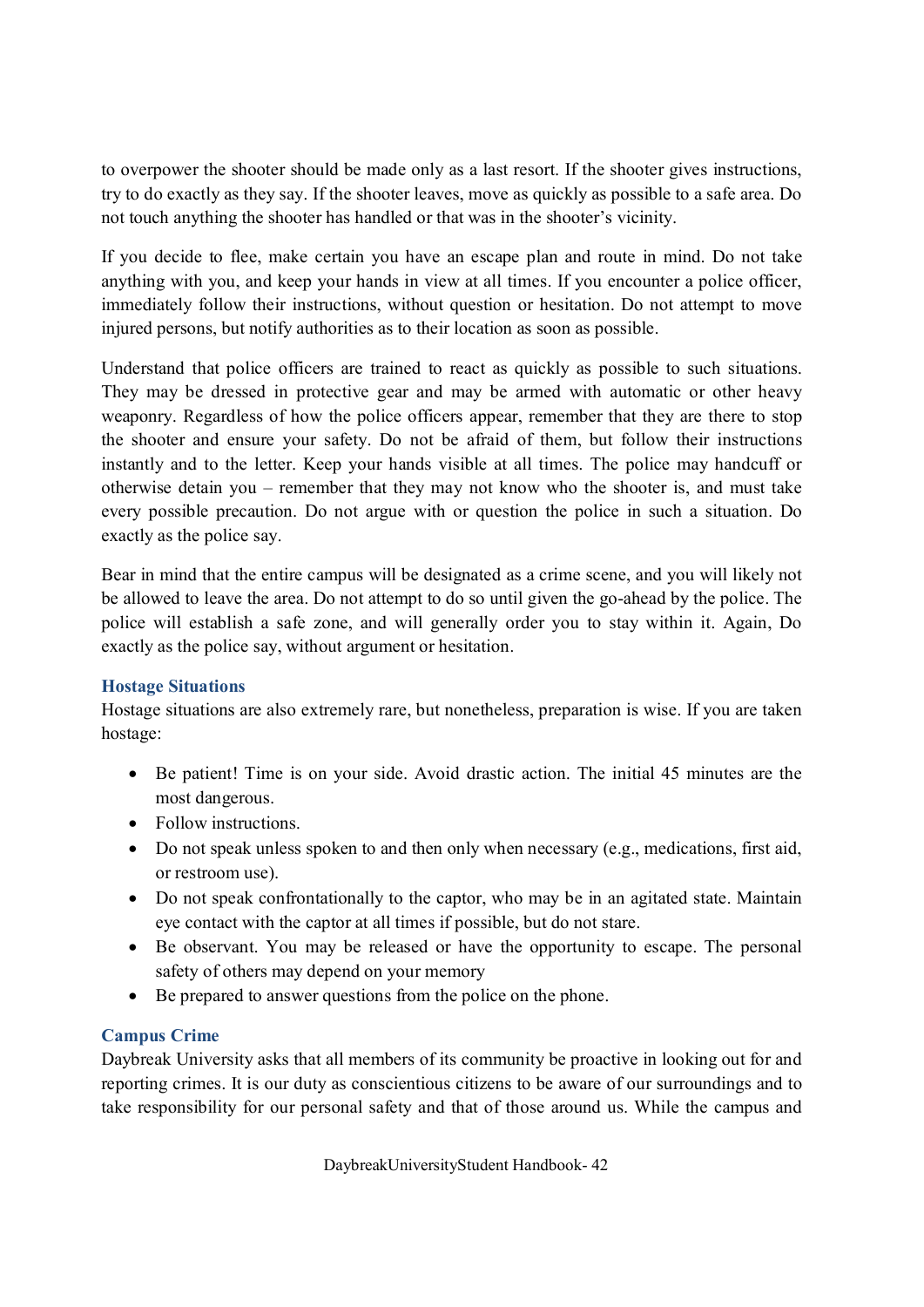to overpower the shooter should be made only as a last resort. If the shooter gives instructions, try to do exactly as they say. If the shooter leaves, move as quickly as possible to a safe area. Do not touch anything the shooter has handled or that was in the shooter's vicinity.

If you decide to flee, make certain you have an escape plan and route in mind. Do not take anything with you, and keep your hands in view at all times. If you encounter a police officer, immediately follow their instructions, without question or hesitation. Do not attempt to move injured persons, but notify authorities as to their location as soon as possible.

Understand that police officers are trained to react as quickly as possible to such situations. They may be dressed in protective gear and may be armed with automatic or other heavy weaponry. Regardless of how the police officers appear, remember that they are there to stop the shooter and ensure your safety. Do not be afraid of them, but follow their instructions instantly and to the letter. Keep your hands visible at all times. The police may handcuff or otherwise detain you – remember that they may not know who the shooter is, and must take every possible precaution. Do not argue with or question the police in such a situation. Do exactly as the police say.

Bear in mind that the entire campus will be designated as a crime scene, and you will likely not be allowed to leave the area. Do not attempt to do so until given the go-ahead by the police. The police will establish a safe zone, and will generally order you to stay within it. Again, Do exactly as the police say, without argument or hesitation.

### Hostage Situations

Hostage situations are also extremely rare, but nonetheless, preparation is wise. If you are taken hostage:

- Be patient! Time is on your side. Avoid drastic action. The initial 45 minutes are the most dangerous.
- Follow instructions.
- Do not speak unless spoken to and then only when necessary (e.g., medications, first aid, or restroom use).
- Do not speak confrontationally to the captor, who may be in an agitated state. Maintain eye contact with the captor at all times if possible, but do not stare.
- Be observant. You may be released or have the opportunity to escape. The personal safety of others may depend on your memory
- Be prepared to answer questions from the police on the phone.

### Campus Crime

Daybreak University asks that all members of its community be proactive in looking out for and reporting crimes. It is our duty as conscientious citizens to be aware of our surroundings and to take responsibility for our personal safety and that of those around us. While the campus and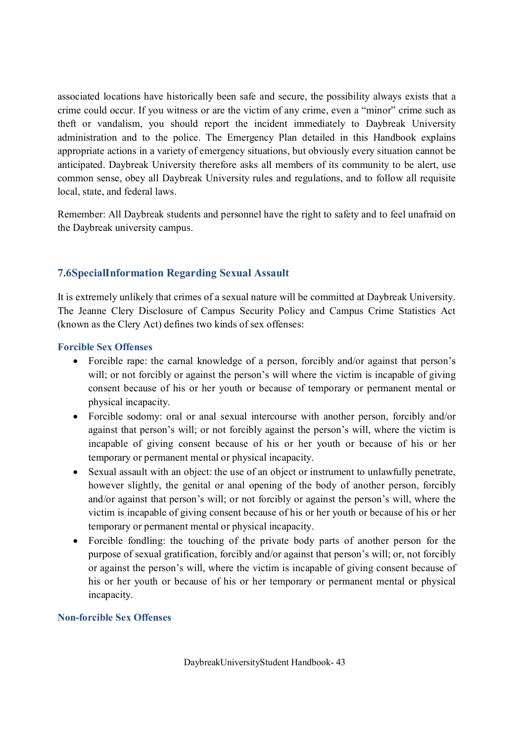associated locations have historically been safe and secure, the possibility always exists that a crime could occur. If you witness or are the victim of any crime, even a "minor" crime such as theft or vandalism, you should report the incident immediately to Daybreak University administration and to the police. The Emergency Plan detailed in this Handbook explains appropriate actions in a variety of emergency situations, but obviously every situation cannot be anticipated. Daybreak University therefore asks all members of its community to be alert, use common sense, obey all Daybreak University rules and regulations, and to follow all requisite local, state, and federal laws.

Remember: All Daybreak students and personnel have the right to safety and to feel unafraid on the Daybreak university campus.

## 7.6SpecialInformation Regarding Sexual Assault

It is extremely unlikely that crimes of a sexual nature will be committed at Daybreak University. The Jeanne Clery Disclosure of Campus Security Policy and Campus Crime Statistics Act (known as the Clery Act) defines two kinds of sex offenses:

### Forcible Sex Offenses

- Forcible rape: the carnal knowledge of a person, forcibly and/or against that person's will; or not forcibly or against the person's will where the victim is incapable of giving consent because of his or her youth or because of temporary or permanent mental or physical incapacity.
- Forcible sodomy: oral or anal sexual intercourse with another person, forcibly and/or against that person's will; or not forcibly against the person's will, where the victim is incapable of giving consent because of his or her youth or because of his or her temporary or permanent mental or physical incapacity.
- Sexual assault with an object: the use of an object or instrument to unlawfully penetrate, however slightly, the genital or anal opening of the body of another person, forcibly and/or against that person's will; or not forcibly or against the person's will, where the victim is incapable of giving consent because of his or her youth or because of his or her temporary or permanent mental or physical incapacity.
- Forcible fondling: the touching of the private body parts of another person for the purpose of sexual gratification, forcibly and/or against that person's will; or, not forcibly or against the person's will, where the victim is incapable of giving consent because of his or her youth or because of his or her temporary or permanent mental or physical incapacity.

### Non-forcible Sex Offenses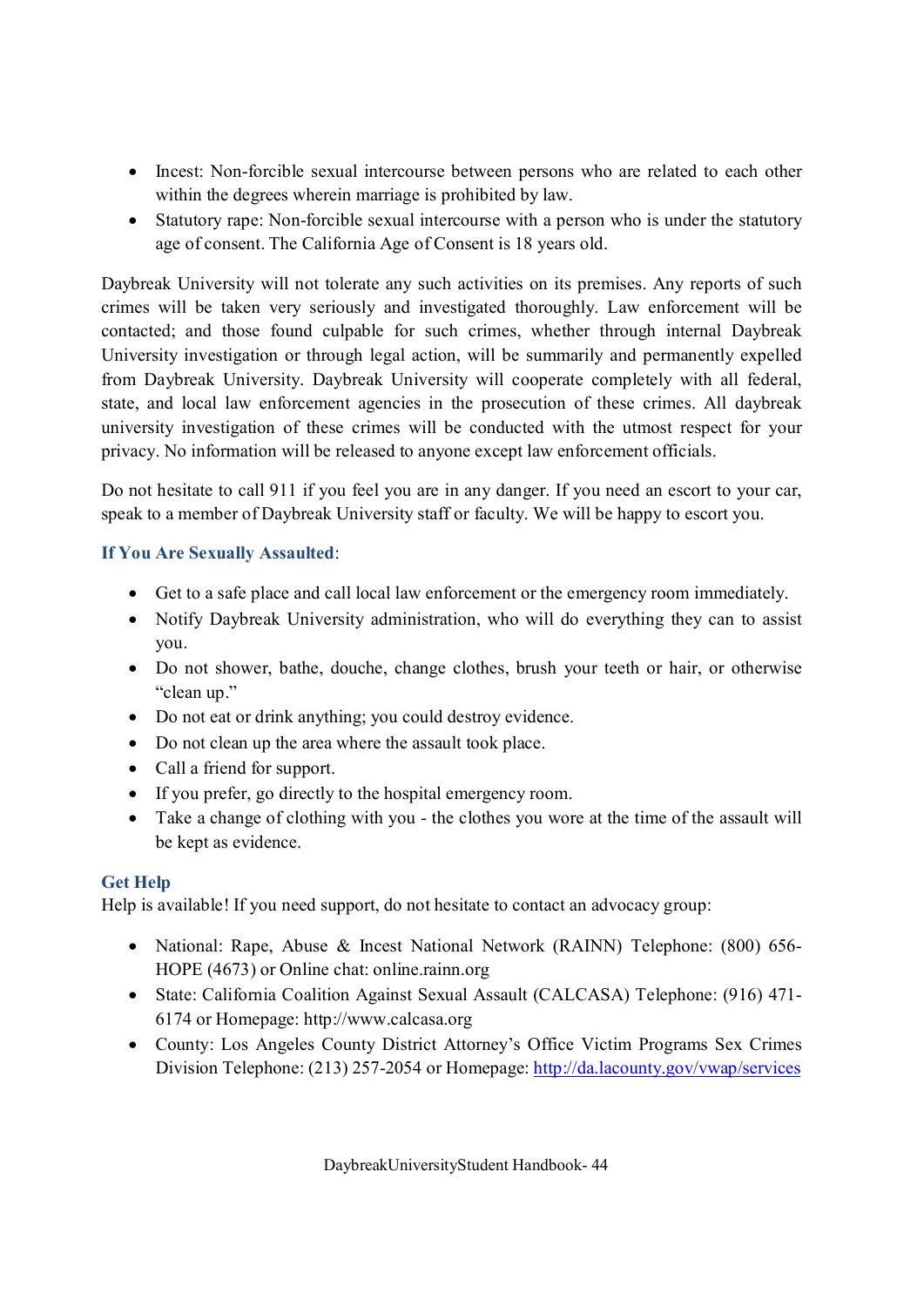- Incest: Non-forcible sexual intercourse between persons who are related to each other within the degrees wherein marriage is prohibited by law.
- Statutory rape: Non-forcible sexual intercourse with a person who is under the statutory age of consent. The California Age of Consent is 18 years old.

Daybreak University will not tolerate any such activities on its premises. Any reports of such crimes will be taken very seriously and investigated thoroughly. Law enforcement will be contacted; and those found culpable for such crimes, whether through internal Daybreak University investigation or through legal action, will be summarily and permanently expelled from Daybreak University. Daybreak University will cooperate completely with all federal, state, and local law enforcement agencies in the prosecution of these crimes. All daybreak university investigation of these crimes will be conducted with the utmost respect for your privacy. No information will be released to anyone except law enforcement officials.

Do not hesitate to call 911 if you feel you are in any danger. If you need an escort to your car, speak to a member of Daybreak University staff or faculty. We will be happy to escort you.

### If You Are Sexually Assaulted:

- Get to a safe place and call local law enforcement or the emergency room immediately.
- Notify Daybreak University administration, who will do everything they can to assist you.
- Do not shower, bathe, douche, change clothes, brush your teeth or hair, or otherwise "clean up."
- Do not eat or drink anything; you could destroy evidence.
- Do not clean up the area where the assault took place.
- Call a friend for support.
- If you prefer, go directly to the hospital emergency room.
- Take a change of clothing with you - the clothes you wore at the time of the assault will be kept as evidence.

### Get Help

Help is available! If you need support, do not hesitate to contact an advocacy group:

- National: Rape, Abuse & Incest National Network (RAINN) Telephone: (800) 656-HOPE (4673) or Online chat: online.rainn.org
- State: California Coalition Against Sexual Assault (CALCASA) Telephone: (916) 471-6174 or Homepage: http://www.calcasa.org
- County: Los Angeles County District Attorney's Office Victim Programs Sex Crimes Division Telephone: (213) 257-2054 or Homepage: http://da.lacounty.gov/vwap/services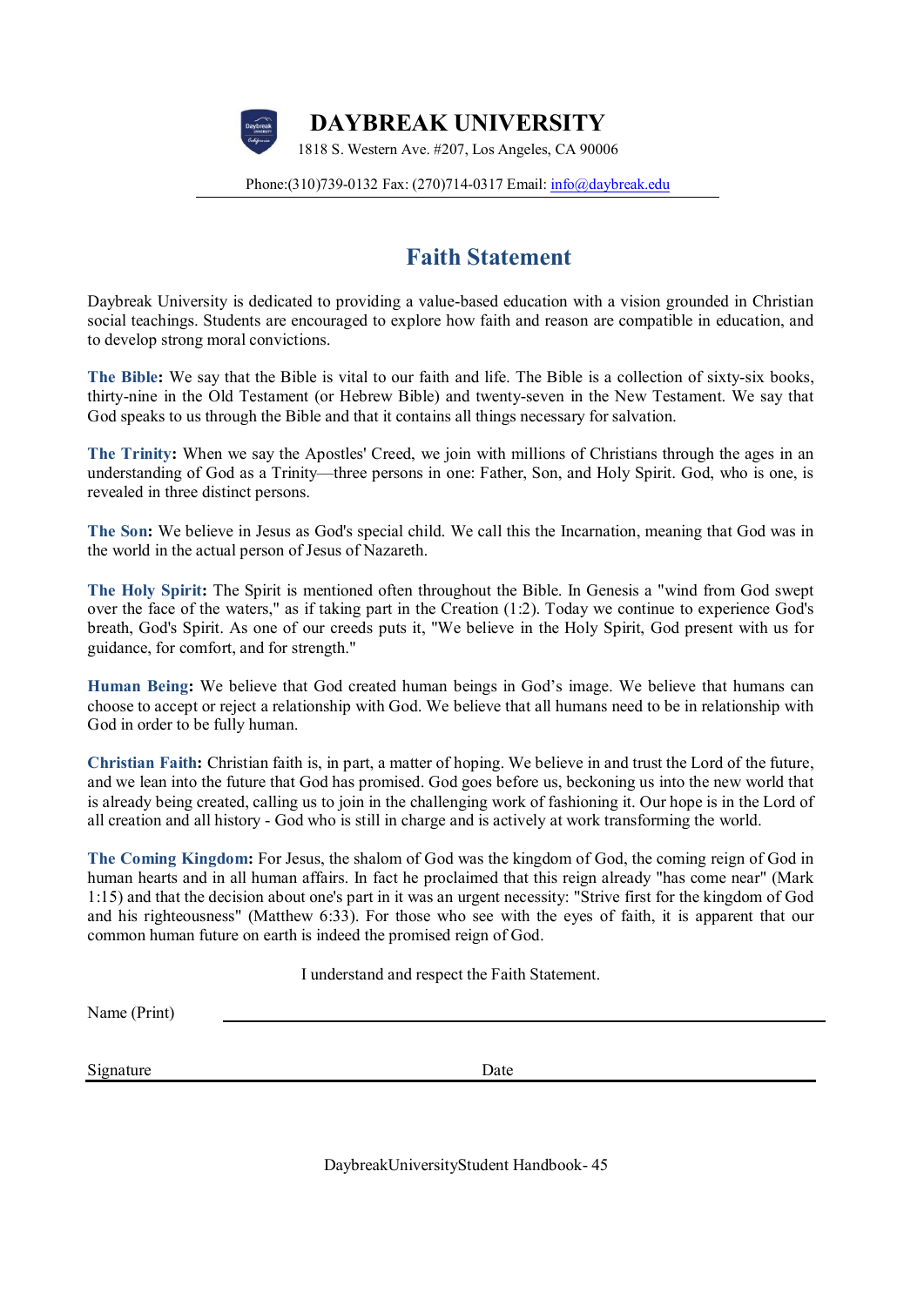# DAYBREAK UNIVERSITY

1818 S. Western Ave. #207, Los Angeles, CA 90006

Phone:(310)739-0132 Fax: (270)714-0317 Email: info@daybreak.edu

## Faith Statement

Daybreak University is dedicated to providing a value-based education with a vision grounded in Christian social teachings. Students are encouraged to explore how faith and reason are compatible in education, and to develop strong moral convictions.

**The Bible:** We say that the Bible is vital to our faith and life. The Bible is a collection of sixty-six books, thirty-nine in the Old Testament (or Hebrew Bible) and twenty-seven in the New Testament. We say that God speaks to us through the Bible and that it contains all things necessary for salvation.

**The Trinity:** When we say the Apostles' Creed, we join with millions of Christians through the ages in an understanding of God as a Trinity—three persons in one: Father, Son, and Holy Spirit. God, who is one, is revealed in three distinct persons.

**The Son:** We believe in Jesus as God's special child. We call this the Incarnation, meaning that God was in the world in the actual person of Jesus of Nazareth.

**The Holy Spirit:** The Spirit is mentioned often throughout the Bible. In Genesis a "wind from God swept over the face of the waters," as if taking part in the Creation (1:2). Today we continue to experience God's breath, God's Spirit. As one of our creeds puts it, "We believe in the Holy Spirit, God present with us for guidance, for comfort, and for strength."

**Human Being:** We believe that God created human beings in God's image. We believe that humans can choose to accept or reject a relationship with God. We believe that all humans need to be in relationship with God in order to be fully human.

**Christian Faith:** Christian faith is, in part, a matter of hoping. We believe in and trust the Lord of the future, and we lean into the future that God has promised. God goes before us, beckoning us into the new world that is already being created, calling us to join in the challenging work of fashioning it. Our hope is in the Lord of all creation and all history - God who is still in charge and is actively at work transforming the world.

**The Coming Kingdom:** For Jesus, the shalom of God was the kingdom of God, the coming reign of God in human hearts and in all human affairs. In fact he proclaimed that this reign already "has come near" (Mark 1:15) and that the decision about one's part in it was an urgent necessity: "Strive first for the kingdom of God and his righteousness" (Matthew 6:33). For those who see with the eyes of faith, it is apparent that our common human future on earth is indeed the promised reign of God.

I understand and respect the Faith Statement.

Name (Print) ________________________________________

Signature ____________________ Date ____________________